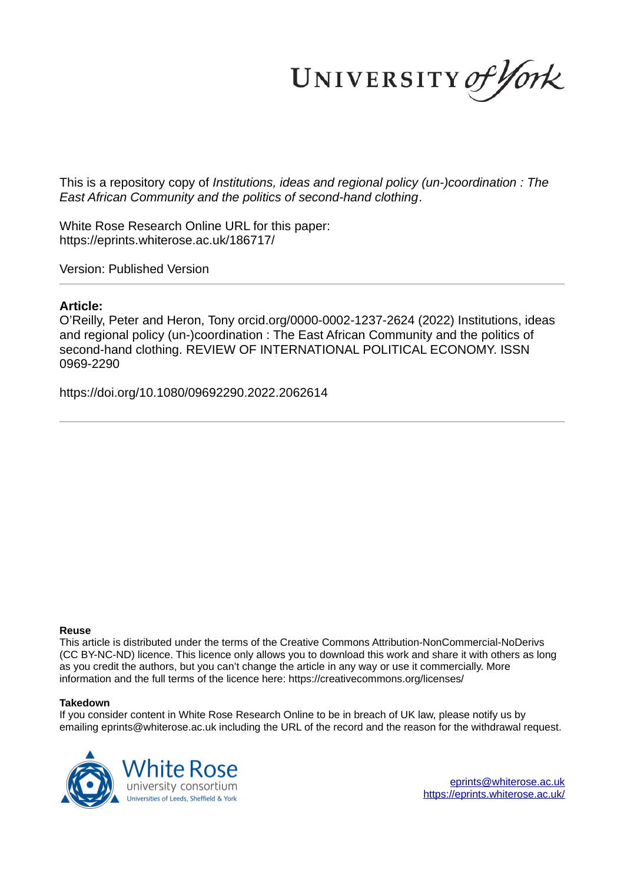UNIVERSITY *of York*

This is a repository copy of *Institutions, ideas and regional policy (un-)coordination : The East African Community and the politics of second-hand clothing*.

White Rose Research Online URL for this paper:
https://eprints.whiterose.ac.uk/186717/

Version: Published Version

## Article:

O'Reilly, Peter and Heron, Tony orcid.org/0000-0002-1237-2624 (2022) Institutions, ideas and regional policy (un-)coordination : The East African Community and the politics of second-hand clothing. REVIEW OF INTERNATIONAL POLITICAL ECONOMY. ISSN 0969-2290

https://doi.org/10.1080/09692290.2022.2062614

**Reuse**

This article is distributed under the terms of the Creative Commons Attribution-NonCommercial-NoDerivs (CC BY-NC-ND) licence. This licence only allows you to download this work and share it with others as long as you credit the authors, but you can't change the article in any way or use it commercially. More information and the full terms of the licence here: https://creativecommons.org/licenses/

**Takedown**

If you consider content in White Rose Research Online to be in breach of UK law, please notify us by emailing eprints@whiterose.ac.uk including the URL of the record and the reason for the withdrawal request.

White Rose university consortium
Universities of Leeds, Sheffield & York

eprints@whiterose.ac.uk
https://eprints.whiterose.ac.uk/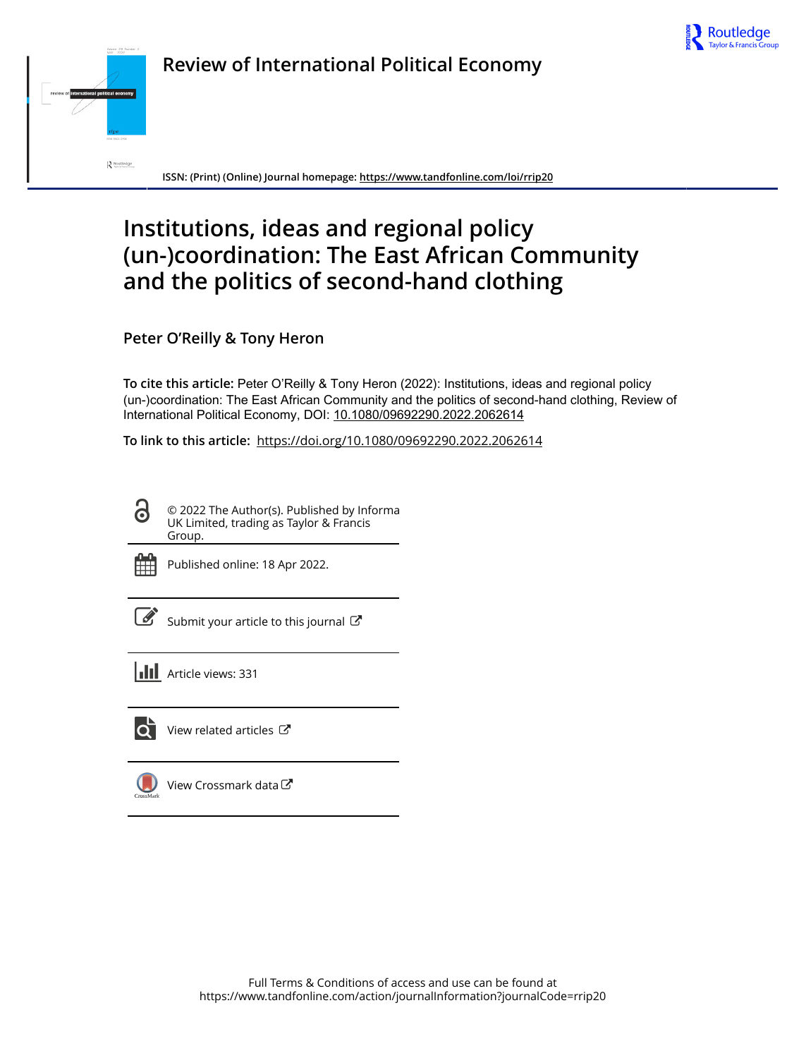# Review of International Political Economy

ISSN: (Print) (Online) Journal homepage: https://www.tandfonline.com/loi/rrip20

# Institutions, ideas and regional policy (un-)coordination: The East African Community and the politics of second-hand clothing

**Peter O'Reilly & Tony Heron**

**To cite this article:** Peter O'Reilly & Tony Heron (2022): Institutions, ideas and regional policy (un-)coordination: The East African Community and the politics of second-hand clothing, Review of International Political Economy, DOI: 10.1080/09692290.2022.2062614

**To link to this article:** https://doi.org/10.1080/09692290.2022.2062614

© 2022 The Author(s). Published by Informa UK Limited, trading as Taylor & Francis Group.

Published online: 18 Apr 2022.

Submit your article to this journal

Article views: 331

View related articles

View Crossmark data

Full Terms & Conditions of access and use can be found at
https://www.tandfonline.com/action/journalInformation?journalCode=rrip20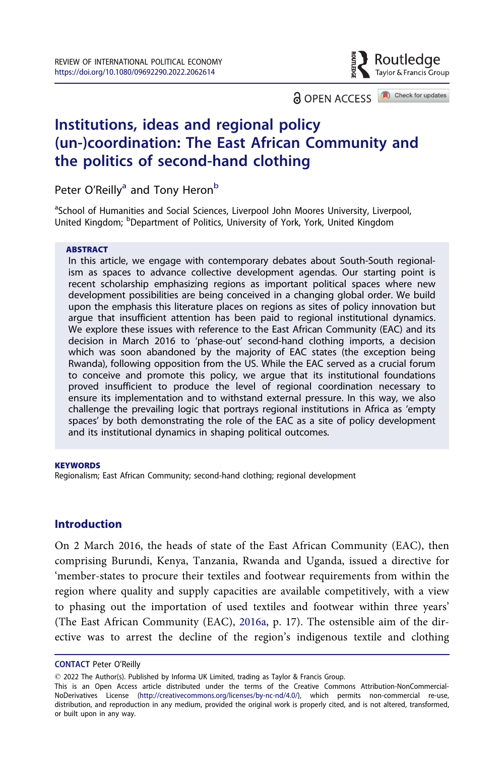# Institutions, ideas and regional policy (un-)coordination: The East African Community and the politics of second-hand clothing

Peter O'Reilly[a] and Tony Heron[b]

[a]School of Humanities and Social Sciences, Liverpool John Moores University, Liverpool, United Kingdom; [b]Department of Politics, University of York, York, United Kingdom

**ABSTRACT**

In this article, we engage with contemporary debates about South-South regionalism as spaces to advance collective development agendas. Our starting point is recent scholarship emphasizing regions as important political spaces where new development possibilities are being conceived in a changing global order. We build upon the emphasis this literature places on regions as sites of policy innovation but argue that insufficient attention has been paid to regional institutional dynamics. We explore these issues with reference to the East African Community (EAC) and its decision in March 2016 to 'phase-out' second-hand clothing imports, a decision which was soon abandoned by the majority of EAC states (the exception being Rwanda), following opposition from the US. While the EAC served as a crucial forum to conceive and promote this policy, we argue that its institutional foundations proved insufficient to produce the level of regional coordination necessary to ensure its implementation and to withstand external pressure. In this way, we also challenge the prevailing logic that portrays regional institutions in Africa as 'empty spaces' by both demonstrating the role of the EAC as a site of policy development and its institutional dynamics in shaping political outcomes.

**KEYWORDS**

Regionalism; East African Community; second-hand clothing; regional development

## Introduction

On 2 March 2016, the heads of state of the East African Community (EAC), then comprising Burundi, Kenya, Tanzania, Rwanda and Uganda, issued a directive for 'member-states to procure their textiles and footwear requirements from within the region where quality and supply capacities are available competitively, with a view to phasing out the importation of used textiles and footwear within three years' (The East African Community (EAC), 2016a, p. 17). The ostensible aim of the directive was to arrest the decline of the region's indigenous textile and clothing

**CONTACT** Peter O'Reilly

© 2022 The Author(s). Published by Informa UK Limited, trading as Taylor & Francis Group.
This is an Open Access article distributed under the terms of the Creative Commons Attribution-NonCommercial-NoDerivatives License (http://creativecommons.org/licenses/by-nc-nd/4.0/), which permits non-commercial re-use, distribution, and reproduction in any medium, provided the original work is properly cited, and is not altered, transformed, or built upon in any way.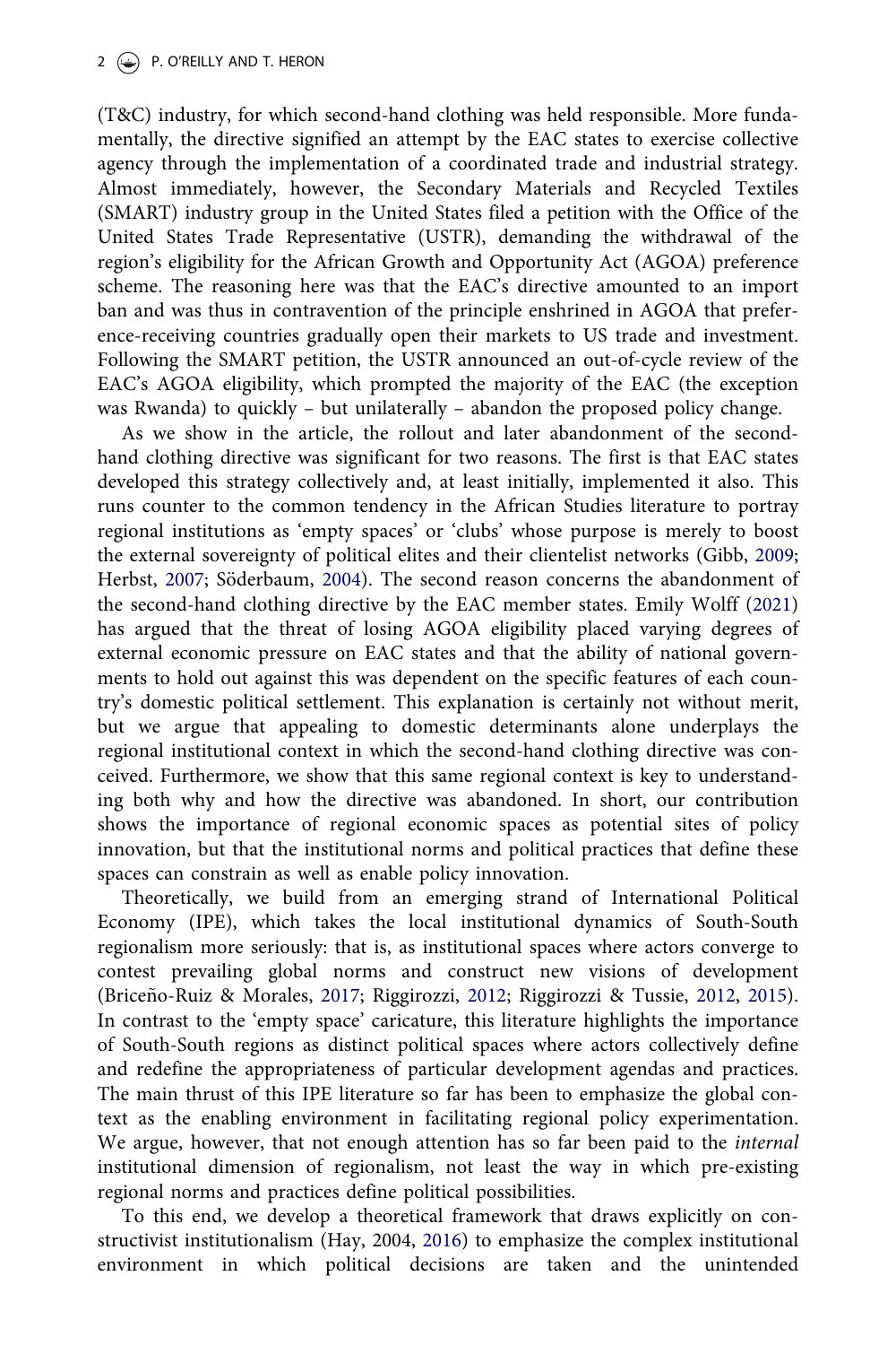(T&C) industry, for which second-hand clothing was held responsible. More fundamentally, the directive signified an attempt by the EAC states to exercise collective agency through the implementation of a coordinated trade and industrial strategy. Almost immediately, however, the Secondary Materials and Recycled Textiles (SMART) industry group in the United States filed a petition with the Office of the United States Trade Representative (USTR), demanding the withdrawal of the region's eligibility for the African Growth and Opportunity Act (AGOA) preference scheme. The reasoning here was that the EAC's directive amounted to an import ban and was thus in contravention of the principle enshrined in AGOA that preference-receiving countries gradually open their markets to US trade and investment. Following the SMART petition, the USTR announced an out-of-cycle review of the EAC's AGOA eligibility, which prompted the majority of the EAC (the exception was Rwanda) to quickly – but unilaterally – abandon the proposed policy change.

As we show in the article, the rollout and later abandonment of the second-hand clothing directive was significant for two reasons. The first is that EAC states developed this strategy collectively and, at least initially, implemented it also. This runs counter to the common tendency in the African Studies literature to portray regional institutions as 'empty spaces' or 'clubs' whose purpose is merely to boost the external sovereignty of political elites and their clientelist networks (Gibb, 2009; Herbst, 2007; Söderbaum, 2004). The second reason concerns the abandonment of the second-hand clothing directive by the EAC member states. Emily Wolff (2021) has argued that the threat of losing AGOA eligibility placed varying degrees of external economic pressure on EAC states and that the ability of national governments to hold out against this was dependent on the specific features of each country's domestic political settlement. This explanation is certainly not without merit, but we argue that appealing to domestic determinants alone underplays the regional institutional context in which the second-hand clothing directive was conceived. Furthermore, we show that this same regional context is key to understanding both why and how the directive was abandoned. In short, our contribution shows the importance of regional economic spaces as potential sites of policy innovation, but that the institutional norms and political practices that define these spaces can constrain as well as enable policy innovation.

Theoretically, we build from an emerging strand of International Political Economy (IPE), which takes the local institutional dynamics of South-South regionalism more seriously: that is, as institutional spaces where actors converge to contest prevailing global norms and construct new visions of development (Briceño-Ruiz & Morales, 2017; Riggirozzi, 2012; Riggirozzi & Tussie, 2012, 2015). In contrast to the 'empty space' caricature, this literature highlights the importance of South-South regions as distinct political spaces where actors collectively define and redefine the appropriateness of particular development agendas and practices. The main thrust of this IPE literature so far has been to emphasize the global context as the enabling environment in facilitating regional policy experimentation. We argue, however, that not enough attention has so far been paid to the *internal* institutional dimension of regionalism, not least the way in which pre-existing regional norms and practices define political possibilities.

To this end, we develop a theoretical framework that draws explicitly on constructivist institutionalism (Hay, 2004, 2016) to emphasize the complex institutional environment in which political decisions are taken and the unintended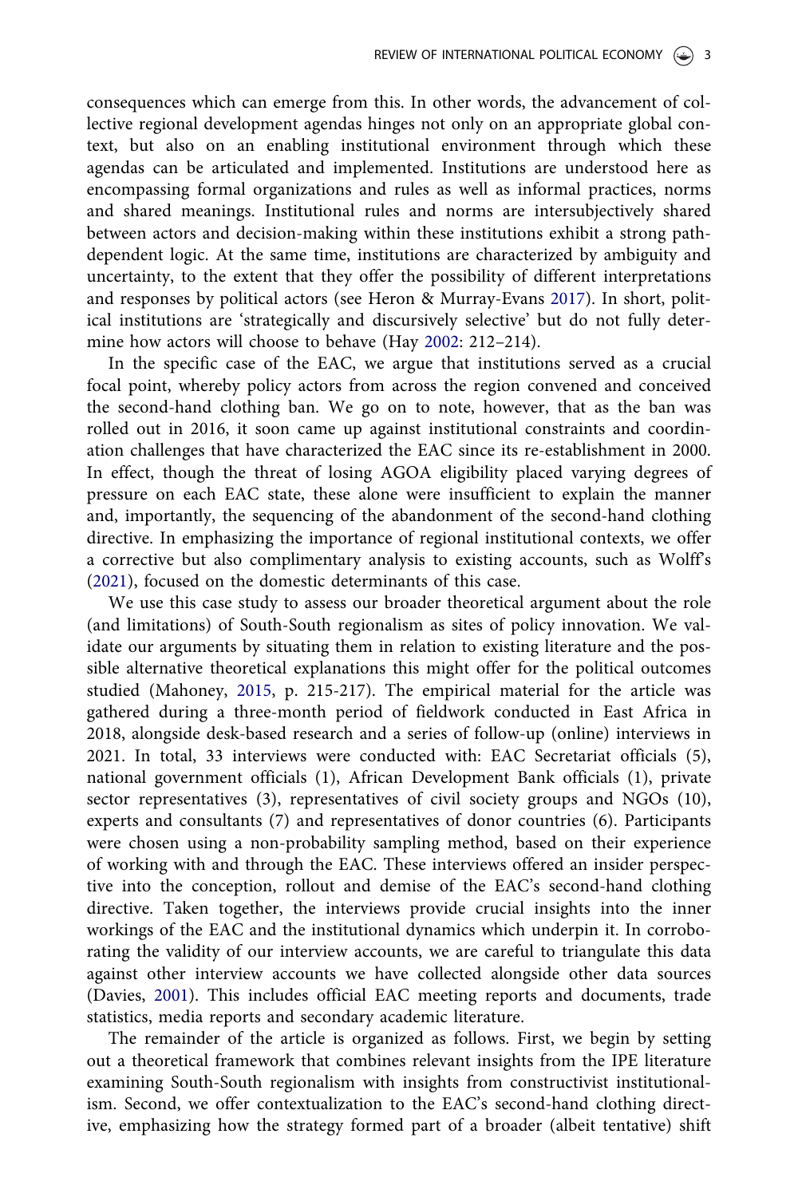consequences which can emerge from this. In other words, the advancement of collective regional development agendas hinges not only on an appropriate global context, but also on an enabling institutional environment through which these agendas can be articulated and implemented. Institutions are understood here as encompassing formal organizations and rules as well as informal practices, norms and shared meanings. Institutional rules and norms are intersubjectively shared between actors and decision-making within these institutions exhibit a strong path-dependent logic. At the same time, institutions are characterized by ambiguity and uncertainty, to the extent that they offer the possibility of different interpretations and responses by political actors (see Heron & Murray-Evans 2017). In short, political institutions are 'strategically and discursively selective' but do not fully determine how actors will choose to behave (Hay 2002: 212–214).

In the specific case of the EAC, we argue that institutions served as a crucial focal point, whereby policy actors from across the region convened and conceived the second-hand clothing ban. We go on to note, however, that as the ban was rolled out in 2016, it soon came up against institutional constraints and coordination challenges that have characterized the EAC since its re-establishment in 2000. In effect, though the threat of losing AGOA eligibility placed varying degrees of pressure on each EAC state, these alone were insufficient to explain the manner and, importantly, the sequencing of the abandonment of the second-hand clothing directive. In emphasizing the importance of regional institutional contexts, we offer a corrective but also complimentary analysis to existing accounts, such as Wolff's (2021), focused on the domestic determinants of this case.

We use this case study to assess our broader theoretical argument about the role (and limitations) of South-South regionalism as sites of policy innovation. We validate our arguments by situating them in relation to existing literature and the possible alternative theoretical explanations this might offer for the political outcomes studied (Mahoney, 2015, p. 215-217). The empirical material for the article was gathered during a three-month period of fieldwork conducted in East Africa in 2018, alongside desk-based research and a series of follow-up (online) interviews in 2021. In total, 33 interviews were conducted with: EAC Secretariat officials (5), national government officials (1), African Development Bank officials (1), private sector representatives (3), representatives of civil society groups and NGOs (10), experts and consultants (7) and representatives of donor countries (6). Participants were chosen using a non-probability sampling method, based on their experience of working with and through the EAC. These interviews offered an insider perspective into the conception, rollout and demise of the EAC's second-hand clothing directive. Taken together, the interviews provide crucial insights into the inner workings of the EAC and the institutional dynamics which underpin it. In corroborating the validity of our interview accounts, we are careful to triangulate this data against other interview accounts we have collected alongside other data sources (Davies, 2001). This includes official EAC meeting reports and documents, trade statistics, media reports and secondary academic literature.

The remainder of the article is organized as follows. First, we begin by setting out a theoretical framework that combines relevant insights from the IPE literature examining South-South regionalism with insights from constructivist institutionalism. Second, we offer contextualization to the EAC's second-hand clothing directive, emphasizing how the strategy formed part of a broader (albeit tentative) shift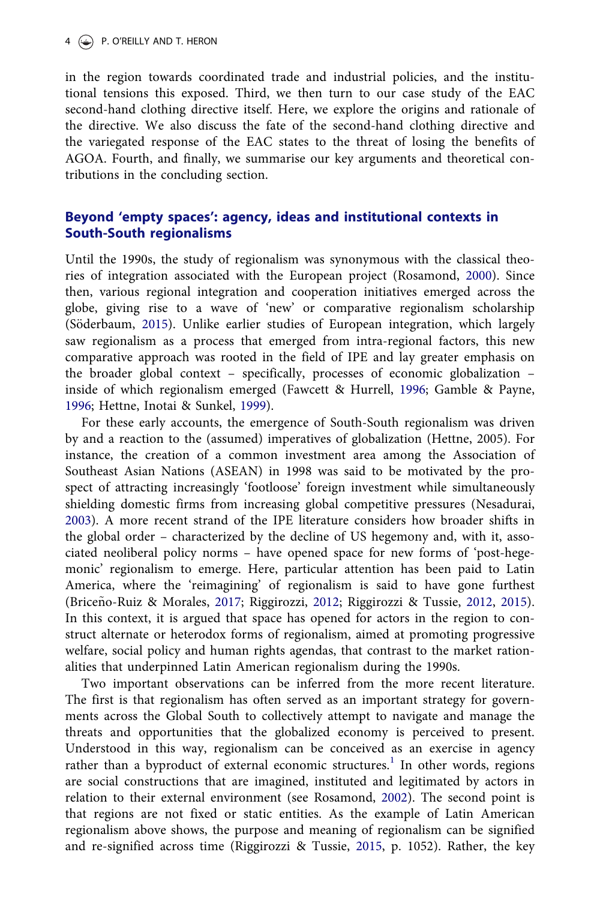in the region towards coordinated trade and industrial policies, and the institutional tensions this exposed. Third, we then turn to our case study of the EAC second-hand clothing directive itself. Here, we explore the origins and rationale of the directive. We also discuss the fate of the second-hand clothing directive and the variegated response of the EAC states to the threat of losing the benefits of AGOA. Fourth, and finally, we summarise our key arguments and theoretical contributions in the concluding section.

## Beyond 'empty spaces': agency, ideas and institutional contexts in South-South regionalisms

Until the 1990s, the study of regionalism was synonymous with the classical theories of integration associated with the European project (Rosamond, 2000). Since then, various regional integration and cooperation initiatives emerged across the globe, giving rise to a wave of 'new' or comparative regionalism scholarship (Söderbaum, 2015). Unlike earlier studies of European integration, which largely saw regionalism as a process that emerged from intra-regional factors, this new comparative approach was rooted in the field of IPE and lay greater emphasis on the broader global context – specifically, processes of economic globalization – inside of which regionalism emerged (Fawcett & Hurrell, 1996; Gamble & Payne, 1996; Hettne, Inotai & Sunkel, 1999).

For these early accounts, the emergence of South-South regionalism was driven by and a reaction to the (assumed) imperatives of globalization (Hettne, 2005). For instance, the creation of a common investment area among the Association of Southeast Asian Nations (ASEAN) in 1998 was said to be motivated by the prospect of attracting increasingly 'footloose' foreign investment while simultaneously shielding domestic firms from increasing global competitive pressures (Nesadurai, 2003). A more recent strand of the IPE literature considers how broader shifts in the global order – characterized by the decline of US hegemony and, with it, associated neoliberal policy norms – have opened space for new forms of 'post-hegemonic' regionalism to emerge. Here, particular attention has been paid to Latin America, where the 'reimagining' of regionalism is said to have gone furthest (Briceño-Ruiz & Morales, 2017; Riggirozzi, 2012; Riggirozzi & Tussie, 2012, 2015). In this context, it is argued that space has opened for actors in the region to construct alternate or heterodox forms of regionalism, aimed at promoting progressive welfare, social policy and human rights agendas, that contrast to the market rationalities that underpinned Latin American regionalism during the 1990s.

Two important observations can be inferred from the more recent literature. The first is that regionalism has often served as an important strategy for governments across the Global South to collectively attempt to navigate and manage the threats and opportunities that the globalized economy is perceived to present. Understood in this way, regionalism can be conceived as an exercise in agency rather than a byproduct of external economic structures.[1] In other words, regions are social constructions that are imagined, instituted and legitimated by actors in relation to their external environment (see Rosamond, 2002). The second point is that regions are not fixed or static entities. As the example of Latin American regionalism above shows, the purpose and meaning of regionalism can be signified and re-signified across time (Riggirozzi & Tussie, 2015, p. 1052). Rather, the key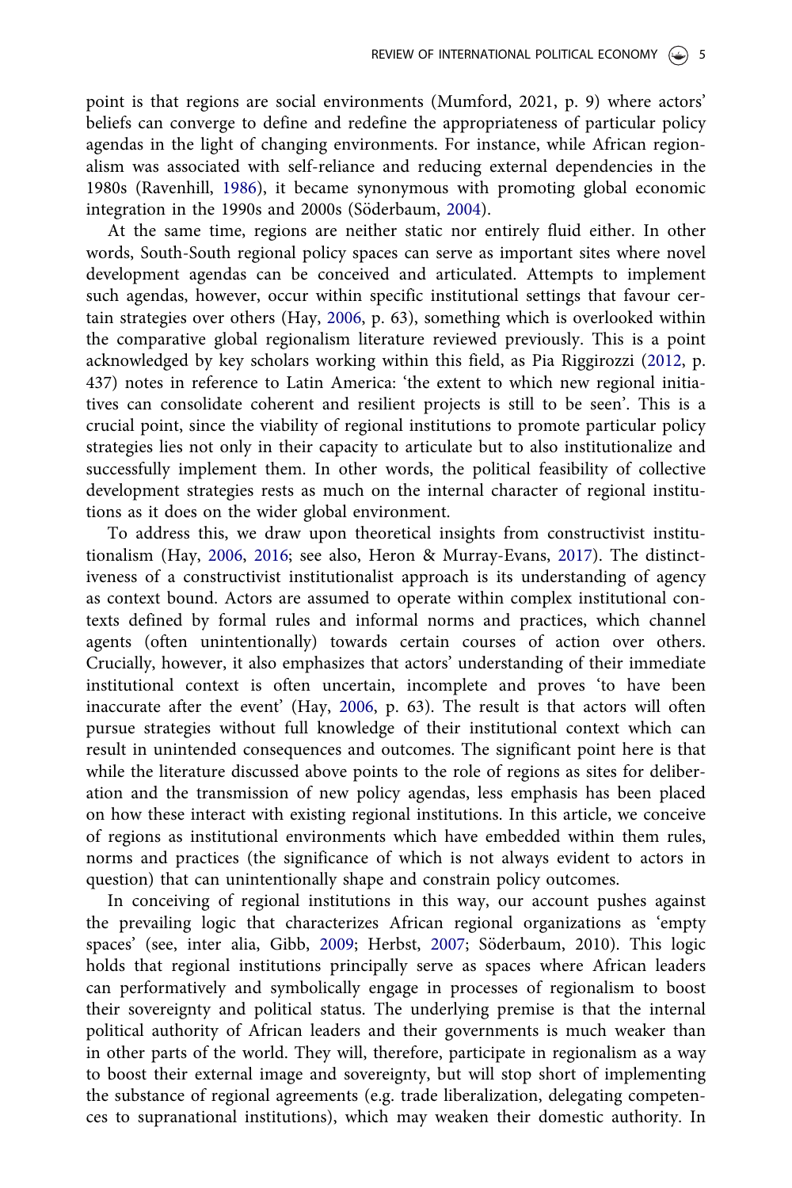point is that regions are social environments (Mumford, 2021, p. 9) where actors' beliefs can converge to define and redefine the appropriateness of particular policy agendas in the light of changing environments. For instance, while African regionalism was associated with self-reliance and reducing external dependencies in the 1980s (Ravenhill, 1986), it became synonymous with promoting global economic integration in the 1990s and 2000s (Söderbaum, 2004).

At the same time, regions are neither static nor entirely fluid either. In other words, South-South regional policy spaces can serve as important sites where novel development agendas can be conceived and articulated. Attempts to implement such agendas, however, occur within specific institutional settings that favour certain strategies over others (Hay, 2006, p. 63), something which is overlooked within the comparative global regionalism literature reviewed previously. This is a point acknowledged by key scholars working within this field, as Pia Riggirozzi (2012, p. 437) notes in reference to Latin America: 'the extent to which new regional initiatives can consolidate coherent and resilient projects is still to be seen'. This is a crucial point, since the viability of regional institutions to promote particular policy strategies lies not only in their capacity to articulate but to also institutionalize and successfully implement them. In other words, the political feasibility of collective development strategies rests as much on the internal character of regional institutions as it does on the wider global environment.

To address this, we draw upon theoretical insights from constructivist institutionalism (Hay, 2006, 2016; see also, Heron & Murray-Evans, 2017). The distinctiveness of a constructivist institutionalist approach is its understanding of agency as context bound. Actors are assumed to operate within complex institutional contexts defined by formal rules and informal norms and practices, which channel agents (often unintentionally) towards certain courses of action over others. Crucially, however, it also emphasizes that actors' understanding of their immediate institutional context is often uncertain, incomplete and proves 'to have been inaccurate after the event' (Hay, 2006, p. 63). The result is that actors will often pursue strategies without full knowledge of their institutional context which can result in unintended consequences and outcomes. The significant point here is that while the literature discussed above points to the role of regions as sites for deliberation and the transmission of new policy agendas, less emphasis has been placed on how these interact with existing regional institutions. In this article, we conceive of regions as institutional environments which have embedded within them rules, norms and practices (the significance of which is not always evident to actors in question) that can unintentionally shape and constrain policy outcomes.

In conceiving of regional institutions in this way, our account pushes against the prevailing logic that characterizes African regional organizations as 'empty spaces' (see, inter alia, Gibb, 2009; Herbst, 2007; Söderbaum, 2010). This logic holds that regional institutions principally serve as spaces where African leaders can performatively and symbolically engage in processes of regionalism to boost their sovereignty and political status. The underlying premise is that the internal political authority of African leaders and their governments is much weaker than in other parts of the world. They will, therefore, participate in regionalism as a way to boost their external image and sovereignty, but will stop short of implementing the substance of regional agreements (e.g. trade liberalization, delegating competences to supranational institutions), which may weaken their domestic authority. In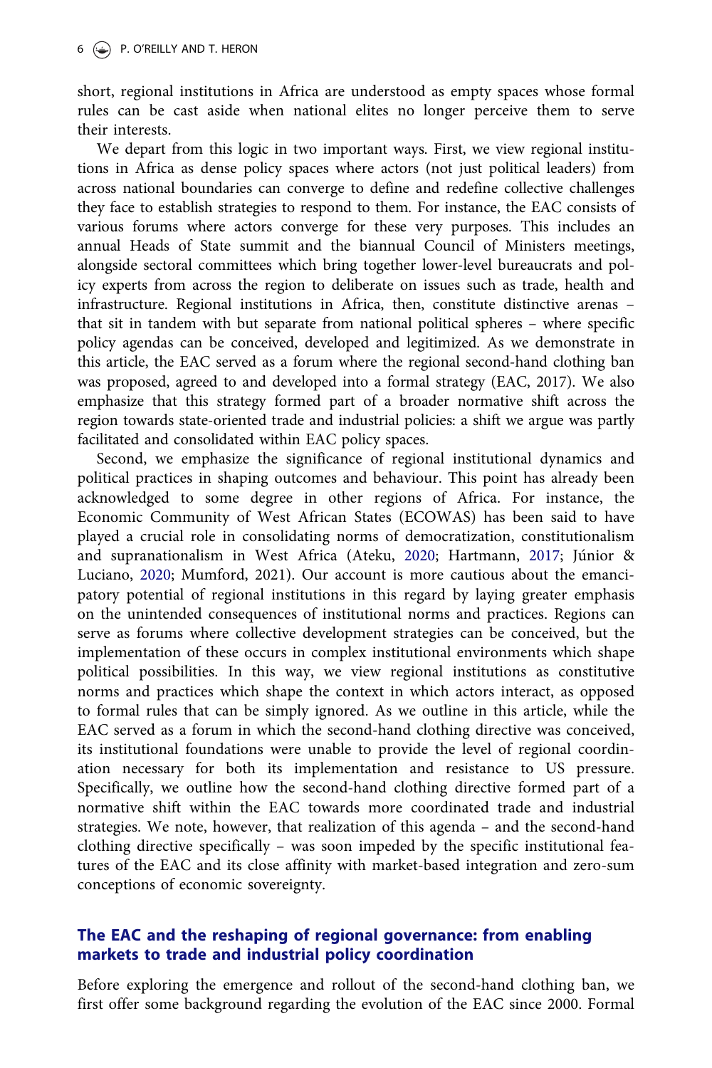short, regional institutions in Africa are understood as empty spaces whose formal rules can be cast aside when national elites no longer perceive them to serve their interests.

We depart from this logic in two important ways. First, we view regional institutions in Africa as dense policy spaces where actors (not just political leaders) from across national boundaries can converge to define and redefine collective challenges they face to establish strategies to respond to them. For instance, the EAC consists of various forums where actors converge for these very purposes. This includes an annual Heads of State summit and the biannual Council of Ministers meetings, alongside sectoral committees which bring together lower-level bureaucrats and policy experts from across the region to deliberate on issues such as trade, health and infrastructure. Regional institutions in Africa, then, constitute distinctive arenas – that sit in tandem with but separate from national political spheres – where specific policy agendas can be conceived, developed and legitimized. As we demonstrate in this article, the EAC served as a forum where the regional second-hand clothing ban was proposed, agreed to and developed into a formal strategy (EAC, 2017). We also emphasize that this strategy formed part of a broader normative shift across the region towards state-oriented trade and industrial policies: a shift we argue was partly facilitated and consolidated within EAC policy spaces.

Second, we emphasize the significance of regional institutional dynamics and political practices in shaping outcomes and behaviour. This point has already been acknowledged to some degree in other regions of Africa. For instance, the Economic Community of West African States (ECOWAS) has been said to have played a crucial role in consolidating norms of democratization, constitutionalism and supranationalism in West Africa (Ateku, 2020; Hartmann, 2017; Júnior & Luciano, 2020; Mumford, 2021). Our account is more cautious about the emancipatory potential of regional institutions in this regard by laying greater emphasis on the unintended consequences of institutional norms and practices. Regions can serve as forums where collective development strategies can be conceived, but the implementation of these occurs in complex institutional environments which shape political possibilities. In this way, we view regional institutions as constitutive norms and practices which shape the context in which actors interact, as opposed to formal rules that can be simply ignored. As we outline in this article, while the EAC served as a forum in which the second-hand clothing directive was conceived, its institutional foundations were unable to provide the level of regional coordination necessary for both its implementation and resistance to US pressure. Specifically, we outline how the second-hand clothing directive formed part of a normative shift within the EAC towards more coordinated trade and industrial strategies. We note, however, that realization of this agenda – and the second-hand clothing directive specifically – was soon impeded by the specific institutional features of the EAC and its close affinity with market-based integration and zero-sum conceptions of economic sovereignty.

## The EAC and the reshaping of regional governance: from enabling markets to trade and industrial policy coordination

Before exploring the emergence and rollout of the second-hand clothing ban, we first offer some background regarding the evolution of the EAC since 2000. Formal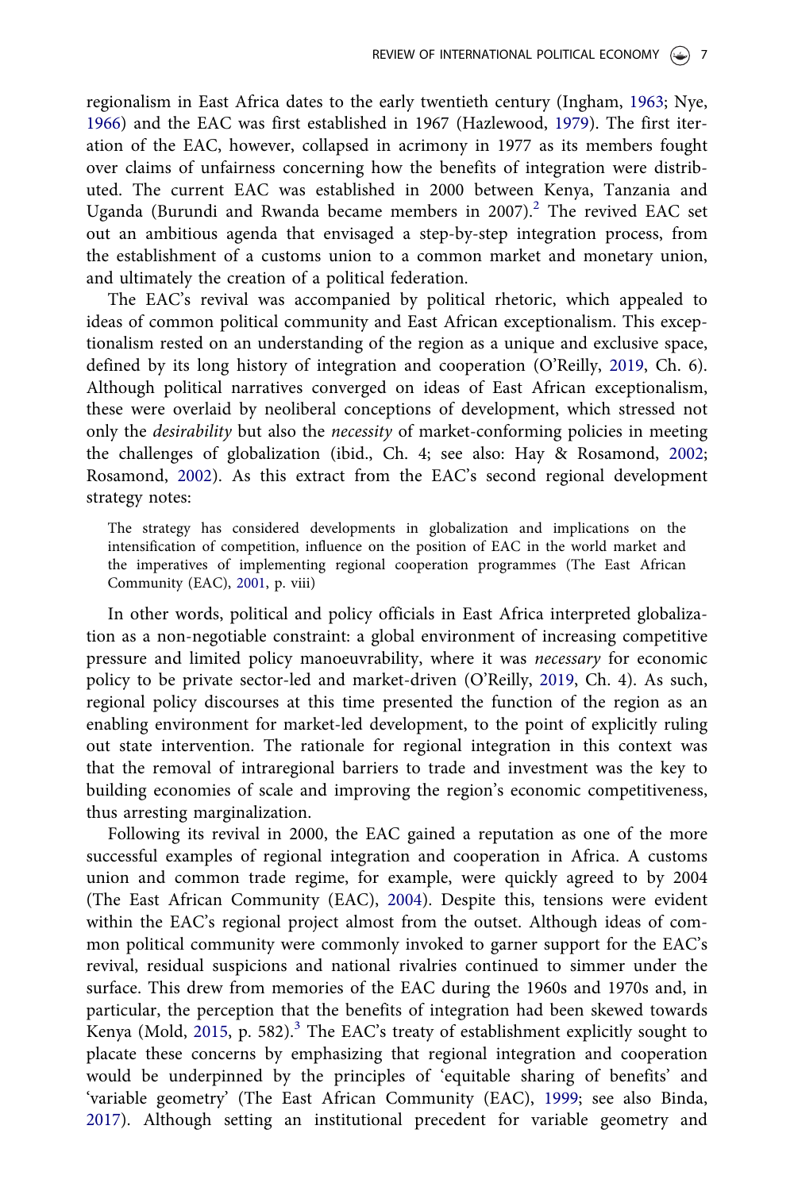regionalism in East Africa dates to the early twentieth century (Ingham, 1963; Nye, 1966) and the EAC was first established in 1967 (Hazlewood, 1979). The first iteration of the EAC, however, collapsed in acrimony in 1977 as its members fought over claims of unfairness concerning how the benefits of integration were distributed. The current EAC was established in 2000 between Kenya, Tanzania and Uganda (Burundi and Rwanda became members in 2007).[2] The revived EAC set out an ambitious agenda that envisaged a step-by-step integration process, from the establishment of a customs union to a common market and monetary union, and ultimately the creation of a political federation.

The EAC's revival was accompanied by political rhetoric, which appealed to ideas of common political community and East African exceptionalism. This exceptionalism rested on an understanding of the region as a unique and exclusive space, defined by its long history of integration and cooperation (O'Reilly, 2019, Ch. 6). Although political narratives converged on ideas of East African exceptionalism, these were overlaid by neoliberal conceptions of development, which stressed not only the *desirability* but also the *necessity* of market-conforming policies in meeting the challenges of globalization (ibid., Ch. 4; see also: Hay & Rosamond, 2002; Rosamond, 2002). As this extract from the EAC's second regional development strategy notes:

> The strategy has considered developments in globalization and implications on the intensification of competition, influence on the position of EAC in the world market and the imperatives of implementing regional cooperation programmes (The East African Community (EAC), 2001, p. viii)

In other words, political and policy officials in East Africa interpreted globalization as a non-negotiable constraint: a global environment of increasing competitive pressure and limited policy manoeuvrability, where it was *necessary* for economic policy to be private sector-led and market-driven (O'Reilly, 2019, Ch. 4). As such, regional policy discourses at this time presented the function of the region as an enabling environment for market-led development, to the point of explicitly ruling out state intervention. The rationale for regional integration in this context was that the removal of intraregional barriers to trade and investment was the key to building economies of scale and improving the region's economic competitiveness, thus arresting marginalization.

Following its revival in 2000, the EAC gained a reputation as one of the more successful examples of regional integration and cooperation in Africa. A customs union and common trade regime, for example, were quickly agreed to by 2004 (The East African Community (EAC), 2004). Despite this, tensions were evident within the EAC's regional project almost from the outset. Although ideas of common political community were commonly invoked to garner support for the EAC's revival, residual suspicions and national rivalries continued to simmer under the surface. This drew from memories of the EAC during the 1960s and 1970s and, in particular, the perception that the benefits of integration had been skewed towards Kenya (Mold, 2015, p. 582).[3] The EAC's treaty of establishment explicitly sought to placate these concerns by emphasizing that regional integration and cooperation would be underpinned by the principles of 'equitable sharing of benefits' and 'variable geometry' (The East African Community (EAC), 1999; see also Binda, 2017). Although setting an institutional precedent for variable geometry and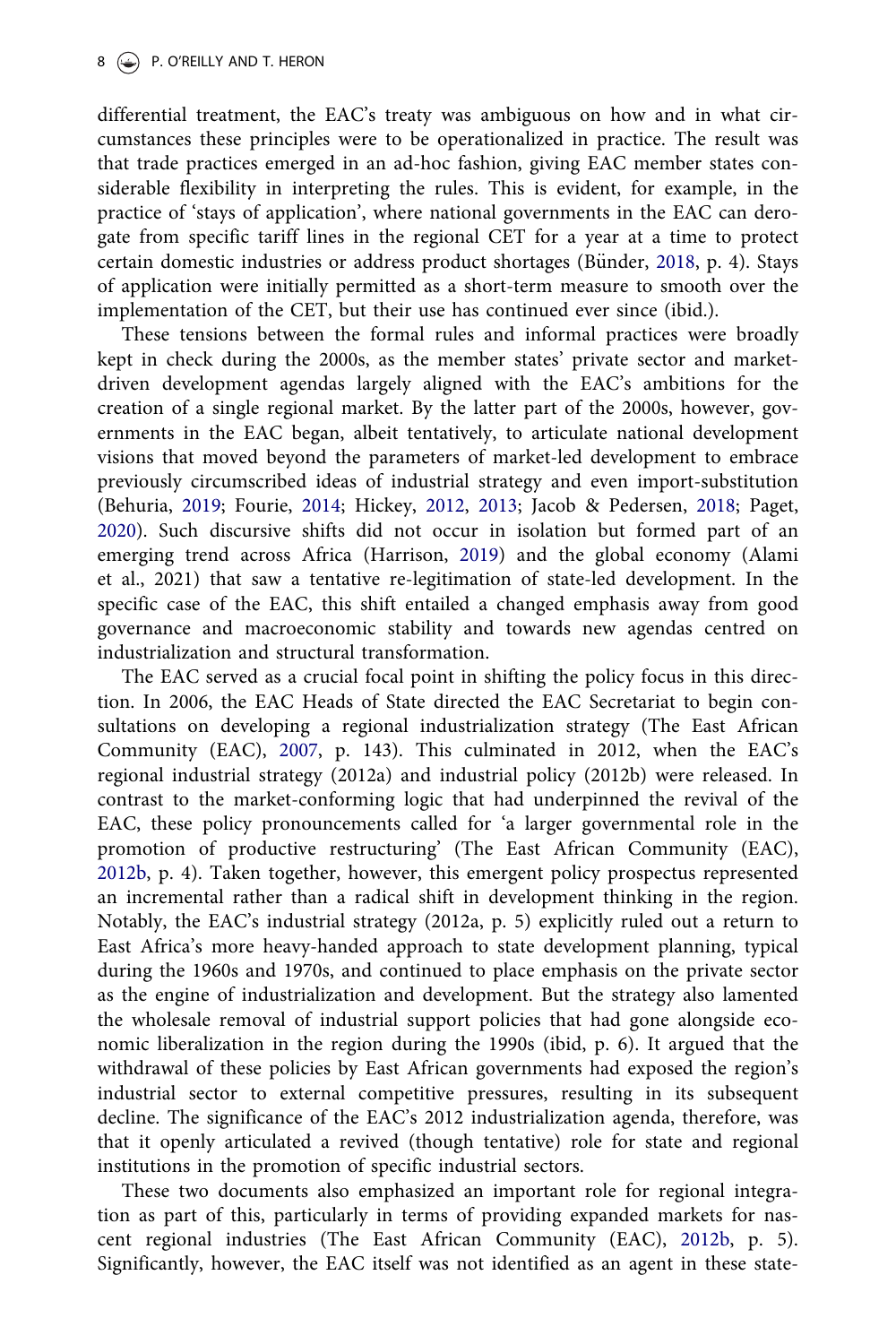differential treatment, the EAC's treaty was ambiguous on how and in what circumstances these principles were to be operationalized in practice. The result was that trade practices emerged in an ad-hoc fashion, giving EAC member states considerable flexibility in interpreting the rules. This is evident, for example, in the practice of 'stays of application', where national governments in the EAC can derogate from specific tariff lines in the regional CET for a year at a time to protect certain domestic industries or address product shortages (Bünder, 2018, p. 4). Stays of application were initially permitted as a short-term measure to smooth over the implementation of the CET, but their use has continued ever since (ibid.).

These tensions between the formal rules and informal practices were broadly kept in check during the 2000s, as the member states' private sector and market-driven development agendas largely aligned with the EAC's ambitions for the creation of a single regional market. By the latter part of the 2000s, however, governments in the EAC began, albeit tentatively, to articulate national development visions that moved beyond the parameters of market-led development to embrace previously circumscribed ideas of industrial strategy and even import-substitution (Behuria, 2019; Fourie, 2014; Hickey, 2012, 2013; Jacob & Pedersen, 2018; Paget, 2020). Such discursive shifts did not occur in isolation but formed part of an emerging trend across Africa (Harrison, 2019) and the global economy (Alami et al., 2021) that saw a tentative re-legitimation of state-led development. In the specific case of the EAC, this shift entailed a changed emphasis away from good governance and macroeconomic stability and towards new agendas centred on industrialization and structural transformation.

The EAC served as a crucial focal point in shifting the policy focus in this direction. In 2006, the EAC Heads of State directed the EAC Secretariat to begin consultations on developing a regional industrialization strategy (The East African Community (EAC), 2007, p. 143). This culminated in 2012, when the EAC's regional industrial strategy (2012a) and industrial policy (2012b) were released. In contrast to the market-conforming logic that had underpinned the revival of the EAC, these policy pronouncements called for 'a larger governmental role in the promotion of productive restructuring' (The East African Community (EAC), 2012b, p. 4). Taken together, however, this emergent policy prospectus represented an incremental rather than a radical shift in development thinking in the region. Notably, the EAC's industrial strategy (2012a, p. 5) explicitly ruled out a return to East Africa's more heavy-handed approach to state development planning, typical during the 1960s and 1970s, and continued to place emphasis on the private sector as the engine of industrialization and development. But the strategy also lamented the wholesale removal of industrial support policies that had gone alongside economic liberalization in the region during the 1990s (ibid, p. 6). It argued that the withdrawal of these policies by East African governments had exposed the region's industrial sector to external competitive pressures, resulting in its subsequent decline. The significance of the EAC's 2012 industrialization agenda, therefore, was that it openly articulated a revived (though tentative) role for state and regional institutions in the promotion of specific industrial sectors.

These two documents also emphasized an important role for regional integration as part of this, particularly in terms of providing expanded markets for nascent regional industries (The East African Community (EAC), 2012b, p. 5). Significantly, however, the EAC itself was not identified as an agent in these state-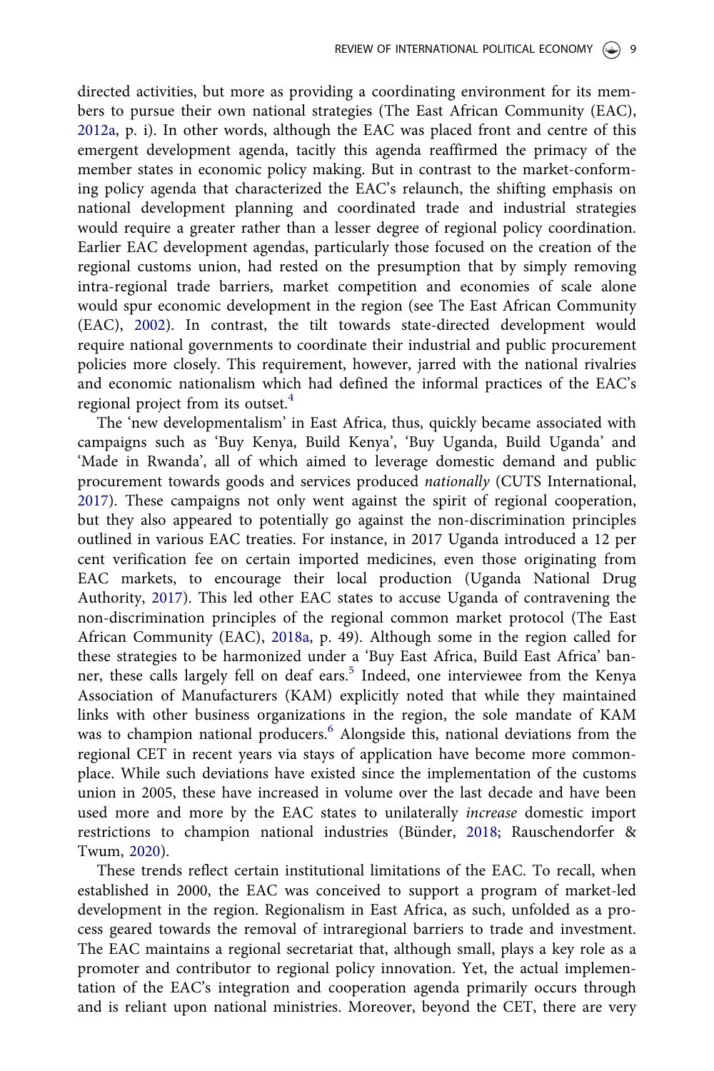directed activities, but more as providing a coordinating environment for its members to pursue their own national strategies (The East African Community (EAC), 2012a, p. i). In other words, although the EAC was placed front and centre of this emergent development agenda, tacitly this agenda reaffirmed the primacy of the member states in economic policy making. But in contrast to the market-conforming policy agenda that characterized the EAC's relaunch, the shifting emphasis on national development planning and coordinated trade and industrial strategies would require a greater rather than a lesser degree of regional policy coordination. Earlier EAC development agendas, particularly those focused on the creation of the regional customs union, had rested on the presumption that by simply removing intra-regional trade barriers, market competition and economies of scale alone would spur economic development in the region (see The East African Community (EAC), 2002). In contrast, the tilt towards state-directed development would require national governments to coordinate their industrial and public procurement policies more closely. This requirement, however, jarred with the national rivalries and economic nationalism which had defined the informal practices of the EAC's regional project from its outset.[4]

The 'new developmentalism' in East Africa, thus, quickly became associated with campaigns such as 'Buy Kenya, Build Kenya', 'Buy Uganda, Build Uganda' and 'Made in Rwanda', all of which aimed to leverage domestic demand and public procurement towards goods and services produced *nationally* (CUTS International, 2017). These campaigns not only went against the spirit of regional cooperation, but they also appeared to potentially go against the non-discrimination principles outlined in various EAC treaties. For instance, in 2017 Uganda introduced a 12 per cent verification fee on certain imported medicines, even those originating from EAC markets, to encourage their local production (Uganda National Drug Authority, 2017). This led other EAC states to accuse Uganda of contravening the non-discrimination principles of the regional common market protocol (The East African Community (EAC), 2018a, p. 49). Although some in the region called for these strategies to be harmonized under a 'Buy East Africa, Build East Africa' banner, these calls largely fell on deaf ears.[5] Indeed, one interviewee from the Kenya Association of Manufacturers (KAM) explicitly noted that while they maintained links with other business organizations in the region, the sole mandate of KAM was to champion national producers.[6] Alongside this, national deviations from the regional CET in recent years via stays of application have become more commonplace. While such deviations have existed since the implementation of the customs union in 2005, these have increased in volume over the last decade and have been used more and more by the EAC states to unilaterally *increase* domestic import restrictions to champion national industries (Bünder, 2018; Rauschendorfer & Twum, 2020).

These trends reflect certain institutional limitations of the EAC. To recall, when established in 2000, the EAC was conceived to support a program of market-led development in the region. Regionalism in East Africa, as such, unfolded as a process geared towards the removal of intraregional barriers to trade and investment. The EAC maintains a regional secretariat that, although small, plays a key role as a promoter and contributor to regional policy innovation. Yet, the actual implementation of the EAC's integration and cooperation agenda primarily occurs through and is reliant upon national ministries. Moreover, beyond the CET, there are very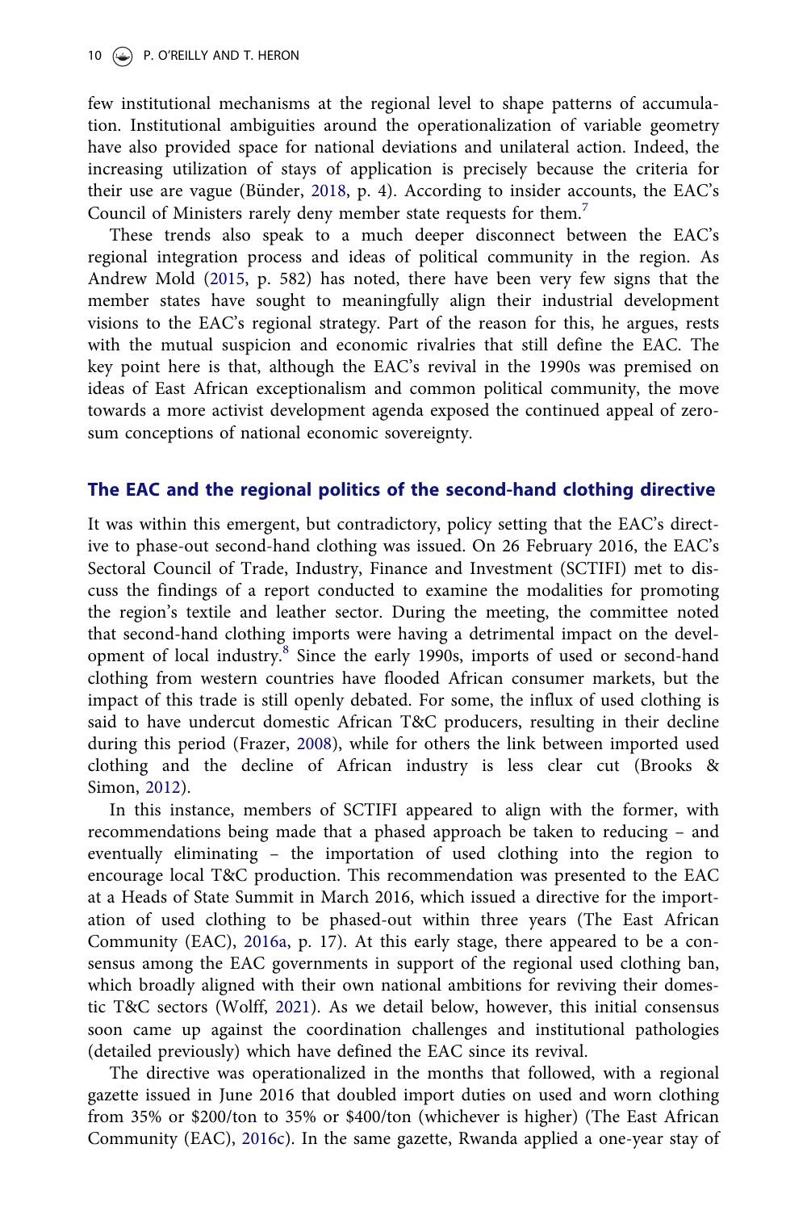few institutional mechanisms at the regional level to shape patterns of accumulation. Institutional ambiguities around the operationalization of variable geometry have also provided space for national deviations and unilateral action. Indeed, the increasing utilization of stays of application is precisely because the criteria for their use are vague (Bünder, 2018, p. 4). According to insider accounts, the EAC's Council of Ministers rarely deny member state requests for them.[7]

These trends also speak to a much deeper disconnect between the EAC's regional integration process and ideas of political community in the region. As Andrew Mold (2015, p. 582) has noted, there have been very few signs that the member states have sought to meaningfully align their industrial development visions to the EAC's regional strategy. Part of the reason for this, he argues, rests with the mutual suspicion and economic rivalries that still define the EAC. The key point here is that, although the EAC's revival in the 1990s was premised on ideas of East African exceptionalism and common political community, the move towards a more activist development agenda exposed the continued appeal of zero-sum conceptions of national economic sovereignty.

## The EAC and the regional politics of the second-hand clothing directive

It was within this emergent, but contradictory, policy setting that the EAC's directive to phase-out second-hand clothing was issued. On 26 February 2016, the EAC's Sectoral Council of Trade, Industry, Finance and Investment (SCTIFI) met to discuss the findings of a report conducted to examine the modalities for promoting the region's textile and leather sector. During the meeting, the committee noted that second-hand clothing imports were having a detrimental impact on the development of local industry.[8] Since the early 1990s, imports of used or second-hand clothing from western countries have flooded African consumer markets, but the impact of this trade is still openly debated. For some, the influx of used clothing is said to have undercut domestic African T&C producers, resulting in their decline during this period (Frazer, 2008), while for others the link between imported used clothing and the decline of African industry is less clear cut (Brooks & Simon, 2012).

In this instance, members of SCTIFI appeared to align with the former, with recommendations being made that a phased approach be taken to reducing – and eventually eliminating – the importation of used clothing into the region to encourage local T&C production. This recommendation was presented to the EAC at a Heads of State Summit in March 2016, which issued a directive for the importation of used clothing to be phased-out within three years (The East African Community (EAC), 2016a, p. 17). At this early stage, there appeared to be a consensus among the EAC governments in support of the regional used clothing ban, which broadly aligned with their own national ambitions for reviving their domestic T&C sectors (Wolff, 2021). As we detail below, however, this initial consensus soon came up against the coordination challenges and institutional pathologies (detailed previously) which have defined the EAC since its revival.

The directive was operationalized in the months that followed, with a regional gazette issued in June 2016 that doubled import duties on used and worn clothing from 35% or $200/ton to 35% or $400/ton (whichever is higher) (The East African Community (EAC), 2016c). In the same gazette, Rwanda applied a one-year stay of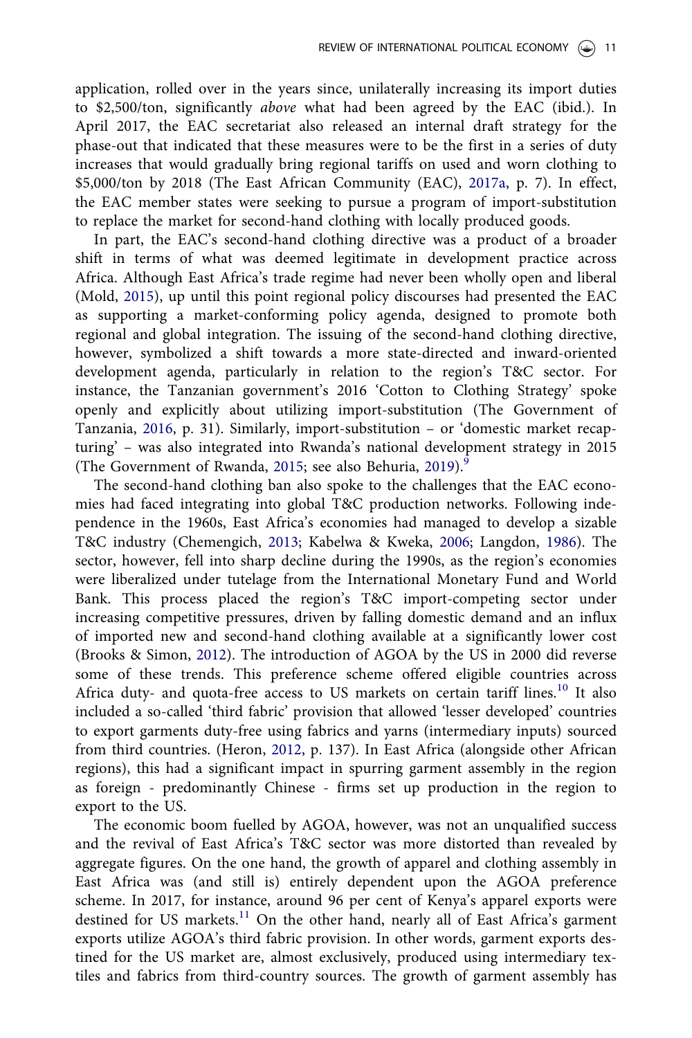application, rolled over in the years since, unilaterally increasing its import duties to $2,500/ton, significantly *above* what had been agreed by the EAC (ibid.). In April 2017, the EAC secretariat also released an internal draft strategy for the phase-out that indicated that these measures were to be the first in a series of duty increases that would gradually bring regional tariffs on used and worn clothing to $5,000/ton by 2018 (The East African Community (EAC), 2017a, p. 7). In effect, the EAC member states were seeking to pursue a program of import-substitution to replace the market for second-hand clothing with locally produced goods.

In part, the EAC's second-hand clothing directive was a product of a broader shift in terms of what was deemed legitimate in development practice across Africa. Although East Africa's trade regime had never been wholly open and liberal (Mold, 2015), up until this point regional policy discourses had presented the EAC as supporting a market-conforming policy agenda, designed to promote both regional and global integration. The issuing of the second-hand clothing directive, however, symbolized a shift towards a more state-directed and inward-oriented development agenda, particularly in relation to the region's T&C sector. For instance, the Tanzanian government's 2016 'Cotton to Clothing Strategy' spoke openly and explicitly about utilizing import-substitution (The Government of Tanzania, 2016, p. 31). Similarly, import-substitution – or 'domestic market recapturing' – was also integrated into Rwanda's national development strategy in 2015 (The Government of Rwanda, 2015; see also Behuria, 2019).[9]

The second-hand clothing ban also spoke to the challenges that the EAC economies had faced integrating into global T&C production networks. Following independence in the 1960s, East Africa's economies had managed to develop a sizable T&C industry (Chemengich, 2013; Kabelwa & Kweka, 2006; Langdon, 1986). The sector, however, fell into sharp decline during the 1990s, as the region's economies were liberalized under tutelage from the International Monetary Fund and World Bank. This process placed the region's T&C import-competing sector under increasing competitive pressures, driven by falling domestic demand and an influx of imported new and second-hand clothing available at a significantly lower cost (Brooks & Simon, 2012). The introduction of AGOA by the US in 2000 did reverse some of these trends. This preference scheme offered eligible countries across Africa duty- and quota-free access to US markets on certain tariff lines.[10] It also included a so-called 'third fabric' provision that allowed 'lesser developed' countries to export garments duty-free using fabrics and yarns (intermediary inputs) sourced from third countries. (Heron, 2012, p. 137). In East Africa (alongside other African regions), this had a significant impact in spurring garment assembly in the region as foreign - predominantly Chinese - firms set up production in the region to export to the US.

The economic boom fuelled by AGOA, however, was not an unqualified success and the revival of East Africa's T&C sector was more distorted than revealed by aggregate figures. On the one hand, the growth of apparel and clothing assembly in East Africa was (and still is) entirely dependent upon the AGOA preference scheme. In 2017, for instance, around 96 per cent of Kenya's apparel exports were destined for US markets.[11] On the other hand, nearly all of East Africa's garment exports utilize AGOA's third fabric provision. In other words, garment exports destined for the US market are, almost exclusively, produced using intermediary textiles and fabrics from third-country sources. The growth of garment assembly has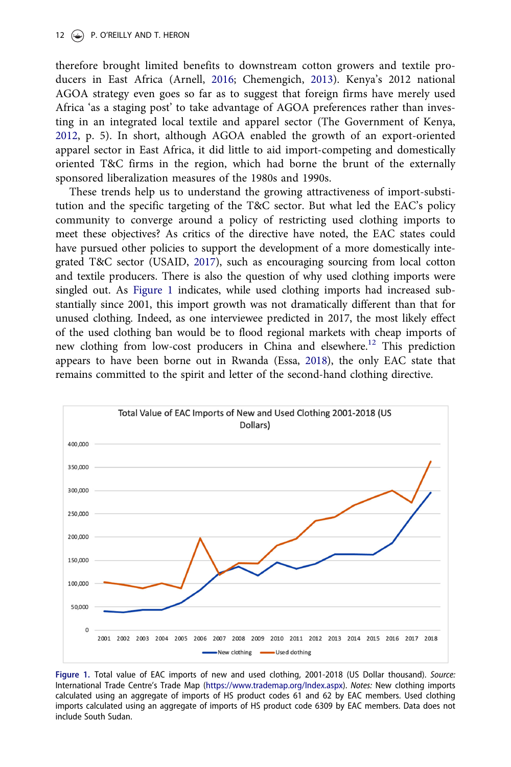therefore brought limited benefits to downstream cotton growers and textile producers in East Africa (Arnell, 2016; Chemengich, 2013). Kenya's 2012 national AGOA strategy even goes so far as to suggest that foreign firms have merely used Africa 'as a staging post' to take advantage of AGOA preferences rather than investing in an integrated local textile and apparel sector (The Government of Kenya, 2012, p. 5). In short, although AGOA enabled the growth of an export-oriented apparel sector in East Africa, it did little to aid import-competing and domestically oriented T&C firms in the region, which had borne the brunt of the externally sponsored liberalization measures of the 1980s and 1990s.

These trends help us to understand the growing attractiveness of import-substitution and the specific targeting of the T&C sector. But what led the EAC's policy community to converge around a policy of restricting used clothing imports to meet these objectives? As critics of the directive have noted, the EAC states could have pursued other policies to support the development of a more domestically integrated T&C sector (USAID, 2017), such as encouraging sourcing from local cotton and textile producers. There is also the question of why used clothing imports were singled out. As Figure 1 indicates, while used clothing imports had increased substantially since 2001, this import growth was not dramatically different than that for unused clothing. Indeed, as one interviewee predicted in 2017, the most likely effect of the used clothing ban would be to flood regional markets with cheap imports of new clothing from low-cost producers in China and elsewhere.[12] This prediction appears to have been borne out in Rwanda (Essa, 2018), the only EAC state that remains committed to the spirit and letter of the second-hand clothing directive.

Total Value of EAC Imports of New and Used Clothing 2001-2018 (US Dollars)

**Figure 1.** Total value of EAC imports of new and used clothing, 2001-2018 (US Dollar thousand). *Source:* International Trade Centre's Trade Map (https://www.trademap.org/Index.aspx). *Notes:* New clothing imports calculated using an aggregate of imports of HS product codes 61 and 62 by EAC members. Used clothing imports calculated using an aggregate of imports of HS product code 6309 by EAC members. Data does not include South Sudan.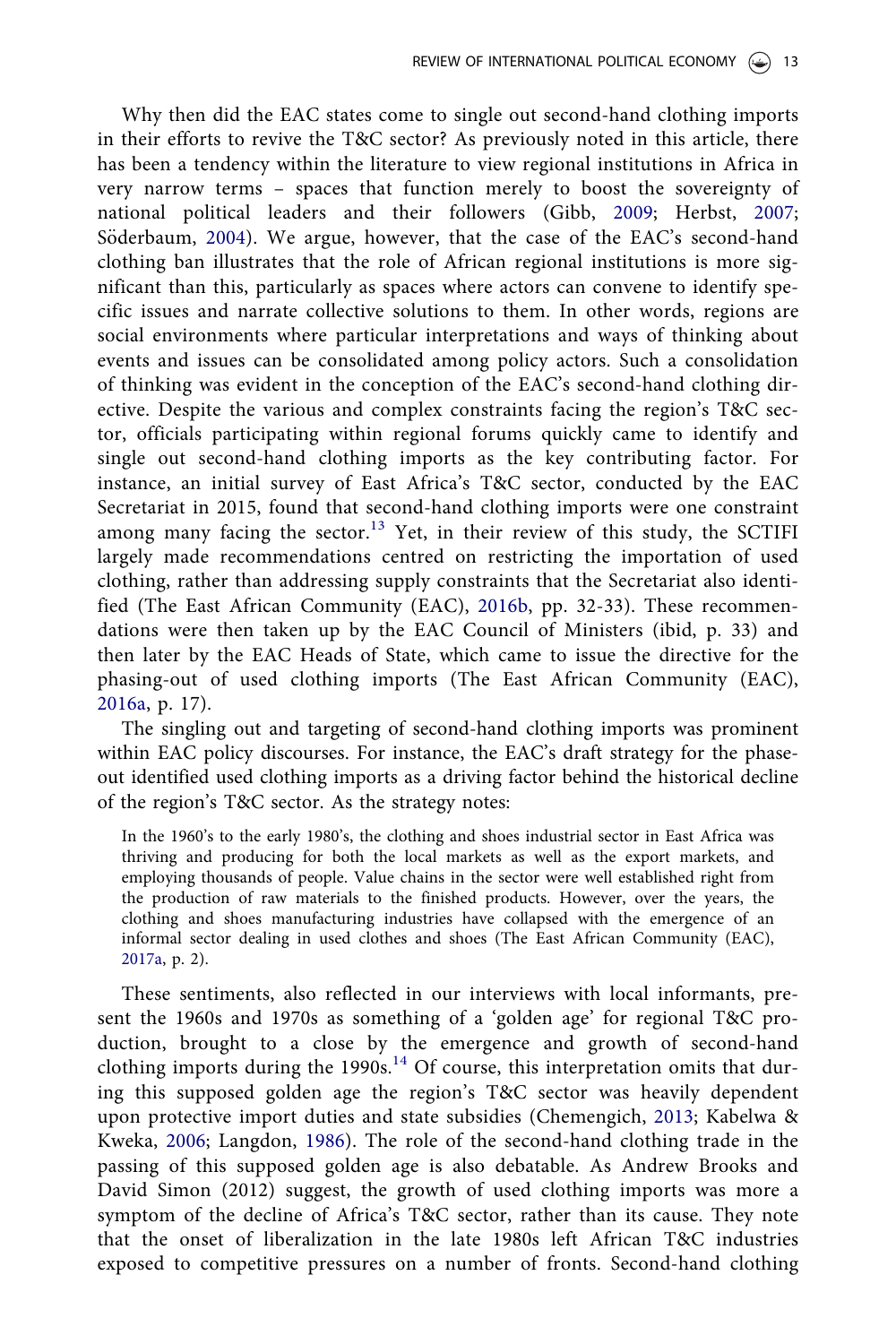Why then did the EAC states come to single out second-hand clothing imports in their efforts to revive the T&C sector? As previously noted in this article, there has been a tendency within the literature to view regional institutions in Africa in very narrow terms – spaces that function merely to boost the sovereignty of national political leaders and their followers (Gibb, 2009; Herbst, 2007; Söderbaum, 2004). We argue, however, that the case of the EAC's second-hand clothing ban illustrates that the role of African regional institutions is more significant than this, particularly as spaces where actors can convene to identify specific issues and narrate collective solutions to them. In other words, regions are social environments where particular interpretations and ways of thinking about events and issues can be consolidated among policy actors. Such a consolidation of thinking was evident in the conception of the EAC's second-hand clothing directive. Despite the various and complex constraints facing the region's T&C sector, officials participating within regional forums quickly came to identify and single out second-hand clothing imports as the key contributing factor. For instance, an initial survey of East Africa's T&C sector, conducted by the EAC Secretariat in 2015, found that second-hand clothing imports were one constraint among many facing the sector.[13] Yet, in their review of this study, the SCTIFI largely made recommendations centred on restricting the importation of used clothing, rather than addressing supply constraints that the Secretariat also identified (The East African Community (EAC), 2016b, pp. 32-33). These recommendations were then taken up by the EAC Council of Ministers (ibid, p. 33) and then later by the EAC Heads of State, which came to issue the directive for the phasing-out of used clothing imports (The East African Community (EAC), 2016a, p. 17).

The singling out and targeting of second-hand clothing imports was prominent within EAC policy discourses. For instance, the EAC's draft strategy for the phase-out identified used clothing imports as a driving factor behind the historical decline of the region's T&C sector. As the strategy notes:

> In the 1960's to the early 1980's, the clothing and shoes industrial sector in East Africa was thriving and producing for both the local markets as well as the export markets, and employing thousands of people. Value chains in the sector were well established right from the production of raw materials to the finished products. However, over the years, the clothing and shoes manufacturing industries have collapsed with the emergence of an informal sector dealing in used clothes and shoes (The East African Community (EAC), 2017a, p. 2).

These sentiments, also reflected in our interviews with local informants, present the 1960s and 1970s as something of a 'golden age' for regional T&C production, brought to a close by the emergence and growth of second-hand clothing imports during the 1990s.[14] Of course, this interpretation omits that during this supposed golden age the region's T&C sector was heavily dependent upon protective import duties and state subsidies (Chemengich, 2013; Kabelwa & Kweka, 2006; Langdon, 1986). The role of the second-hand clothing trade in the passing of this supposed golden age is also debatable. As Andrew Brooks and David Simon (2012) suggest, the growth of used clothing imports was more a symptom of the decline of Africa's T&C sector, rather than its cause. They note that the onset of liberalization in the late 1980s left African T&C industries exposed to competitive pressures on a number of fronts. Second-hand clothing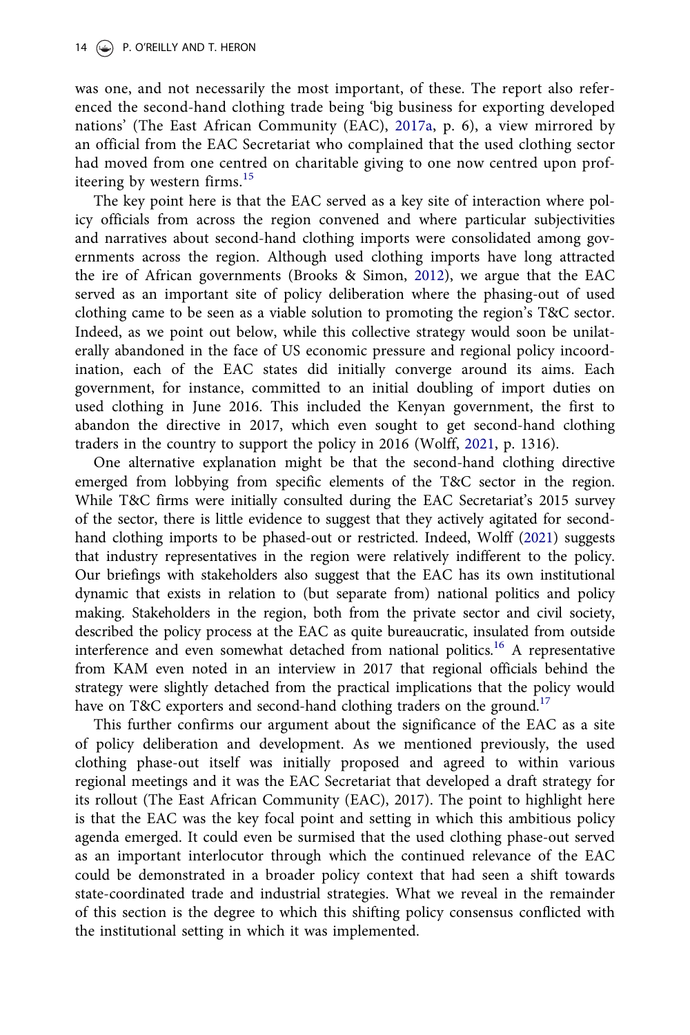was one, and not necessarily the most important, of these. The report also referenced the second-hand clothing trade being 'big business for exporting developed nations' (The East African Community (EAC), 2017a, p. 6), a view mirrored by an official from the EAC Secretariat who complained that the used clothing sector had moved from one centred on charitable giving to one now centred upon profiteering by western firms.[15]

The key point here is that the EAC served as a key site of interaction where policy officials from across the region convened and where particular subjectivities and narratives about second-hand clothing imports were consolidated among governments across the region. Although used clothing imports have long attracted the ire of African governments (Brooks & Simon, 2012), we argue that the EAC served as an important site of policy deliberation where the phasing-out of used clothing came to be seen as a viable solution to promoting the region's T&C sector. Indeed, as we point out below, while this collective strategy would soon be unilaterally abandoned in the face of US economic pressure and regional policy incoordination, each of the EAC states did initially converge around its aims. Each government, for instance, committed to an initial doubling of import duties on used clothing in June 2016. This included the Kenyan government, the first to abandon the directive in 2017, which even sought to get second-hand clothing traders in the country to support the policy in 2016 (Wolff, 2021, p. 1316).

One alternative explanation might be that the second-hand clothing directive emerged from lobbying from specific elements of the T&C sector in the region. While T&C firms were initially consulted during the EAC Secretariat's 2015 survey of the sector, there is little evidence to suggest that they actively agitated for second-hand clothing imports to be phased-out or restricted. Indeed, Wolff (2021) suggests that industry representatives in the region were relatively indifferent to the policy. Our briefings with stakeholders also suggest that the EAC has its own institutional dynamic that exists in relation to (but separate from) national politics and policy making. Stakeholders in the region, both from the private sector and civil society, described the policy process at the EAC as quite bureaucratic, insulated from outside interference and even somewhat detached from national politics.[16] A representative from KAM even noted in an interview in 2017 that regional officials behind the strategy were slightly detached from the practical implications that the policy would have on T&C exporters and second-hand clothing traders on the ground.[17]

This further confirms our argument about the significance of the EAC as a site of policy deliberation and development. As we mentioned previously, the used clothing phase-out itself was initially proposed and agreed to within various regional meetings and it was the EAC Secretariat that developed a draft strategy for its rollout (The East African Community (EAC), 2017). The point to highlight here is that the EAC was the key focal point and setting in which this ambitious policy agenda emerged. It could even be surmised that the used clothing phase-out served as an important interlocutor through which the continued relevance of the EAC could be demonstrated in a broader policy context that had seen a shift towards state-coordinated trade and industrial strategies. What we reveal in the remainder of this section is the degree to which this shifting policy consensus conflicted with the institutional setting in which it was implemented.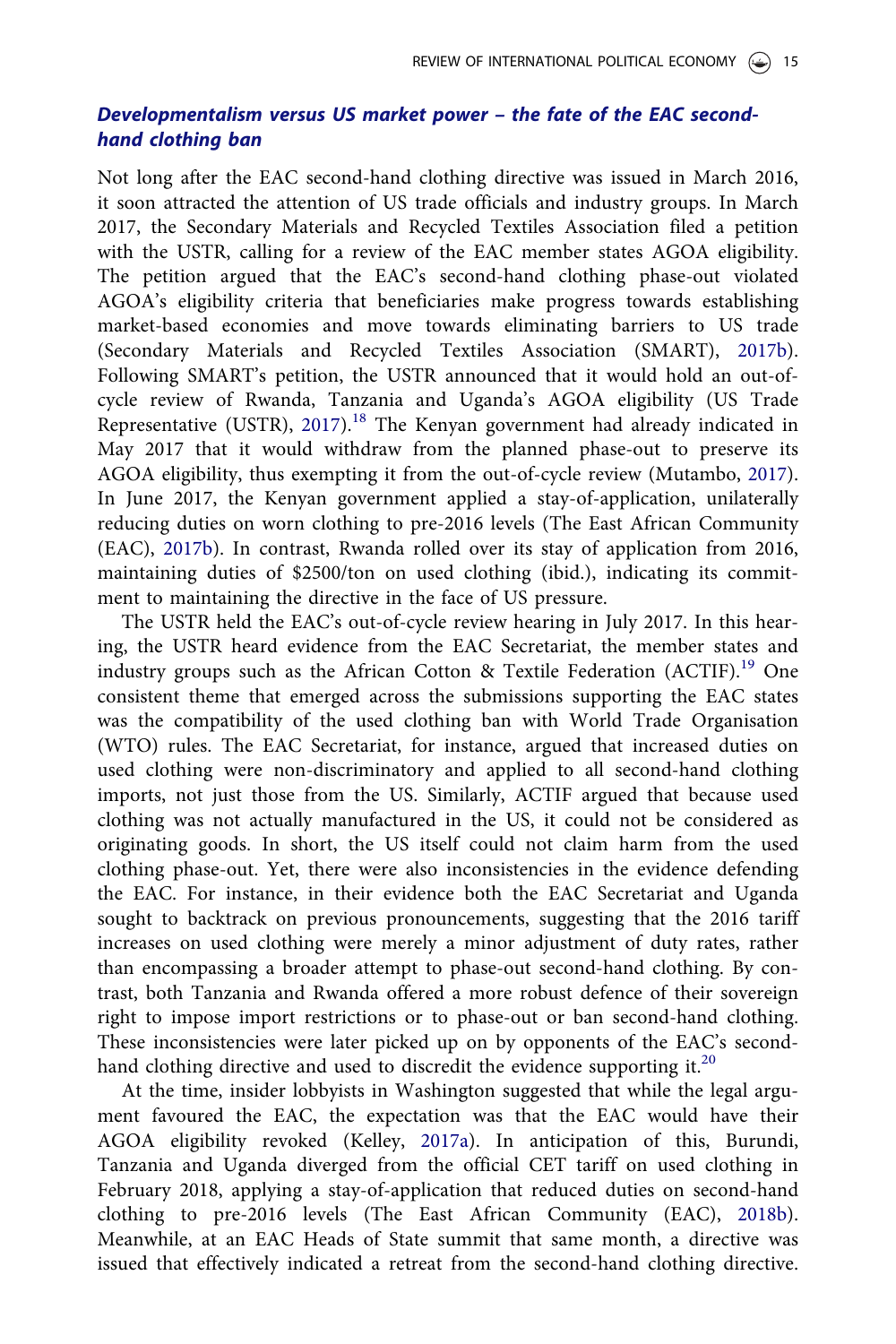### *Developmentalism versus US market power – the fate of the EAC second-hand clothing ban*

Not long after the EAC second-hand clothing directive was issued in March 2016, it soon attracted the attention of US trade officials and industry groups. In March 2017, the Secondary Materials and Recycled Textiles Association filed a petition with the USTR, calling for a review of the EAC member states AGOA eligibility. The petition argued that the EAC's second-hand clothing phase-out violated AGOA's eligibility criteria that beneficiaries make progress towards establishing market-based economies and move towards eliminating barriers to US trade (Secondary Materials and Recycled Textiles Association (SMART), 2017b). Following SMART's petition, the USTR announced that it would hold an out-of-cycle review of Rwanda, Tanzania and Uganda's AGOA eligibility (US Trade Representative (USTR), 2017).[18] The Kenyan government had already indicated in May 2017 that it would withdraw from the planned phase-out to preserve its AGOA eligibility, thus exempting it from the out-of-cycle review (Mutambo, 2017). In June 2017, the Kenyan government applied a stay-of-application, unilaterally reducing duties on worn clothing to pre-2016 levels (The East African Community (EAC), 2017b). In contrast, Rwanda rolled over its stay of application from 2016, maintaining duties of $2500/ton on used clothing (ibid.), indicating its commitment to maintaining the directive in the face of US pressure.

The USTR held the EAC's out-of-cycle review hearing in July 2017. In this hearing, the USTR heard evidence from the EAC Secretariat, the member states and industry groups such as the African Cotton & Textile Federation (ACTIF).[19] One consistent theme that emerged across the submissions supporting the EAC states was the compatibility of the used clothing ban with World Trade Organisation (WTO) rules. The EAC Secretariat, for instance, argued that increased duties on used clothing were non-discriminatory and applied to all second-hand clothing imports, not just those from the US. Similarly, ACTIF argued that because used clothing was not actually manufactured in the US, it could not be considered as originating goods. In short, the US itself could not claim harm from the used clothing phase-out. Yet, there were also inconsistencies in the evidence defending the EAC. For instance, in their evidence both the EAC Secretariat and Uganda sought to backtrack on previous pronouncements, suggesting that the 2016 tariff increases on used clothing were merely a minor adjustment of duty rates, rather than encompassing a broader attempt to phase-out second-hand clothing. By contrast, both Tanzania and Rwanda offered a more robust defence of their sovereign right to impose import restrictions or to phase-out or ban second-hand clothing. These inconsistencies were later picked up on by opponents of the EAC's second-hand clothing directive and used to discredit the evidence supporting it.[20]

At the time, insider lobbyists in Washington suggested that while the legal argument favoured the EAC, the expectation was that the EAC would have their AGOA eligibility revoked (Kelley, 2017a). In anticipation of this, Burundi, Tanzania and Uganda diverged from the official CET tariff on used clothing in February 2018, applying a stay-of-application that reduced duties on second-hand clothing to pre-2016 levels (The East African Community (EAC), 2018b). Meanwhile, at an EAC Heads of State summit that same month, a directive was issued that effectively indicated a retreat from the second-hand clothing directive.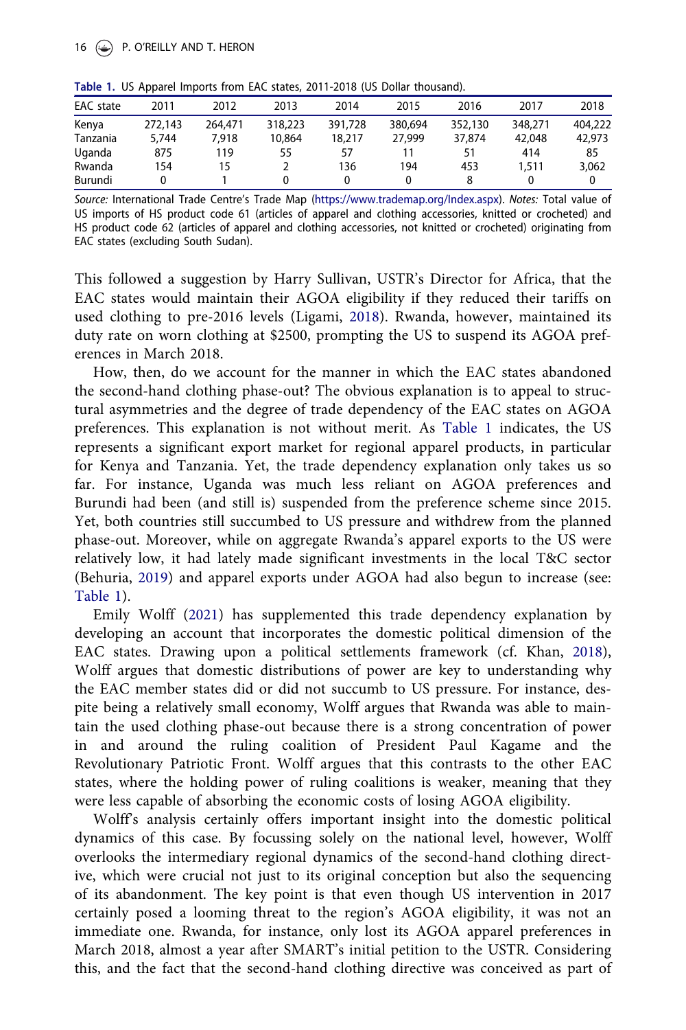**Table 1.** US Apparel Imports from EAC states, 2011-2018 (US Dollar thousand).

| EAC state | 2011 | 2012 | 2013 | 2014 | 2015 | 2016 | 2017 | 2018 |
|---|---|---|---|---|---|---|---|---|
| Kenya | 272,143 | 264,471 | 318,223 | 391,728 | 380,694 | 352,130 | 348,271 | 404,222 |
| Tanzania | 5,744 | 7,918 | 10,864 | 18,217 | 27,999 | 37,874 | 42,048 | 42,973 |
| Uganda | 875 | 119 | 55 | 57 | 11 | 51 | 414 | 85 |
| Rwanda | 154 | 15 | 2 | 136 | 194 | 453 | 1,511 | 3,062 |
| Burundi | 0 | 1 | 0 | 0 | 0 | 8 | 0 | 0 |

*Source:* International Trade Centre's Trade Map (https://www.trademap.org/Index.aspx). *Notes:* Total value of US imports of HS product code 61 (articles of apparel and clothing accessories, knitted or crocheted) and HS product code 62 (articles of apparel and clothing accessories, not knitted or crocheted) originating from EAC states (excluding South Sudan).

This followed a suggestion by Harry Sullivan, USTR's Director for Africa, that the EAC states would maintain their AGOA eligibility if they reduced their tariffs on used clothing to pre-2016 levels (Ligami, 2018). Rwanda, however, maintained its duty rate on worn clothing at $2500, prompting the US to suspend its AGOA preferences in March 2018.

How, then, do we account for the manner in which the EAC states abandoned the second-hand clothing phase-out? The obvious explanation is to appeal to structural asymmetries and the degree of trade dependency of the EAC states on AGOA preferences. This explanation is not without merit. As Table 1 indicates, the US represents a significant export market for regional apparel products, in particular for Kenya and Tanzania. Yet, the trade dependency explanation only takes us so far. For instance, Uganda was much less reliant on AGOA preferences and Burundi had been (and still is) suspended from the preference scheme since 2015. Yet, both countries still succumbed to US pressure and withdrew from the planned phase-out. Moreover, while on aggregate Rwanda's apparel exports to the US were relatively low, it had lately made significant investments in the local T&C sector (Behuria, 2019) and apparel exports under AGOA had also begun to increase (see: Table 1).

Emily Wolff (2021) has supplemented this trade dependency explanation by developing an account that incorporates the domestic political dimension of the EAC states. Drawing upon a political settlements framework (cf. Khan, 2018), Wolff argues that domestic distributions of power are key to understanding why the EAC member states did or did not succumb to US pressure. For instance, despite being a relatively small economy, Wolff argues that Rwanda was able to maintain the used clothing phase-out because there is a strong concentration of power in and around the ruling coalition of President Paul Kagame and the Revolutionary Patriotic Front. Wolff argues that this contrasts to the other EAC states, where the holding power of ruling coalitions is weaker, meaning that they were less capable of absorbing the economic costs of losing AGOA eligibility.

Wolff's analysis certainly offers important insight into the domestic political dynamics of this case. By focussing solely on the national level, however, Wolff overlooks the intermediary regional dynamics of the second-hand clothing directive, which were crucial not just to its original conception but also the sequencing of its abandonment. The key point is that even though US intervention in 2017 certainly posed a looming threat to the region's AGOA eligibility, it was not an immediate one. Rwanda, for instance, only lost its AGOA apparel preferences in March 2018, almost a year after SMART's initial petition to the USTR. Considering this, and the fact that the second-hand clothing directive was conceived as part of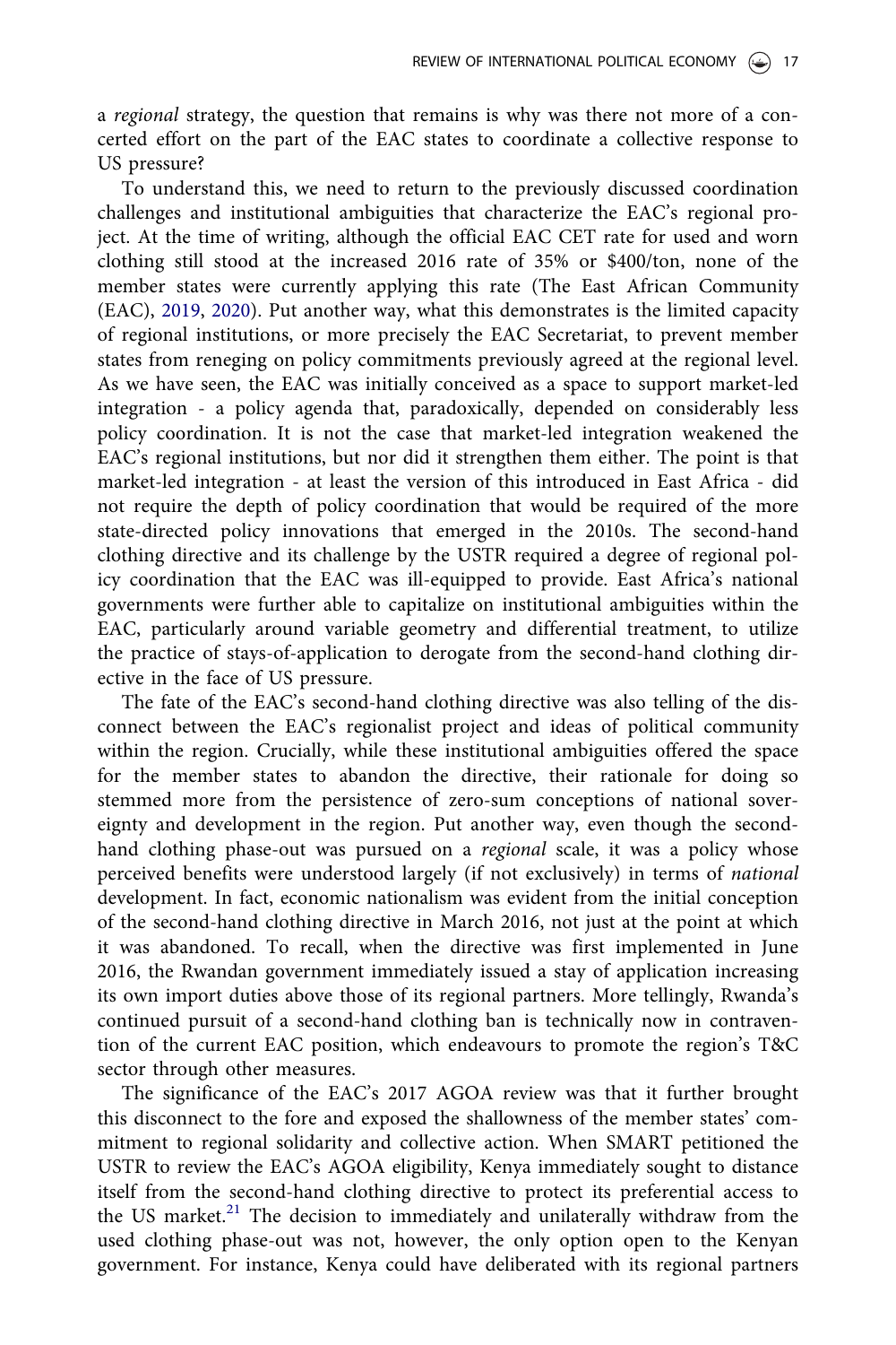a *regional* strategy, the question that remains is why was there not more of a concerted effort on the part of the EAC states to coordinate a collective response to US pressure?

To understand this, we need to return to the previously discussed coordination challenges and institutional ambiguities that characterize the EAC's regional project. At the time of writing, although the official EAC CET rate for used and worn clothing still stood at the increased 2016 rate of 35% or $400/ton, none of the member states were currently applying this rate (The East African Community (EAC), 2019, 2020). Put another way, what this demonstrates is the limited capacity of regional institutions, or more precisely the EAC Secretariat, to prevent member states from reneging on policy commitments previously agreed at the regional level. As we have seen, the EAC was initially conceived as a space to support market-led integration - a policy agenda that, paradoxically, depended on considerably less policy coordination. It is not the case that market-led integration weakened the EAC's regional institutions, but nor did it strengthen them either. The point is that market-led integration - at least the version of this introduced in East Africa - did not require the depth of policy coordination that would be required of the more state-directed policy innovations that emerged in the 2010s. The second-hand clothing directive and its challenge by the USTR required a degree of regional policy coordination that the EAC was ill-equipped to provide. East Africa's national governments were further able to capitalize on institutional ambiguities within the EAC, particularly around variable geometry and differential treatment, to utilize the practice of stays-of-application to derogate from the second-hand clothing directive in the face of US pressure.

The fate of the EAC's second-hand clothing directive was also telling of the disconnect between the EAC's regionalist project and ideas of political community within the region. Crucially, while these institutional ambiguities offered the space for the member states to abandon the directive, their rationale for doing so stemmed more from the persistence of zero-sum conceptions of national sovereignty and development in the region. Put another way, even though the second-hand clothing phase-out was pursued on a *regional* scale, it was a policy whose perceived benefits were understood largely (if not exclusively) in terms of *national* development. In fact, economic nationalism was evident from the initial conception of the second-hand clothing directive in March 2016, not just at the point at which it was abandoned. To recall, when the directive was first implemented in June 2016, the Rwandan government immediately issued a stay of application increasing its own import duties above those of its regional partners. More tellingly, Rwanda's continued pursuit of a second-hand clothing ban is technically now in contravention of the current EAC position, which endeavours to promote the region's T&C sector through other measures.

The significance of the EAC's 2017 AGOA review was that it further brought this disconnect to the fore and exposed the shallowness of the member states' commitment to regional solidarity and collective action. When SMART petitioned the USTR to review the EAC's AGOA eligibility, Kenya immediately sought to distance itself from the second-hand clothing directive to protect its preferential access to the US market.[21] The decision to immediately and unilaterally withdraw from the used clothing phase-out was not, however, the only option open to the Kenyan government. For instance, Kenya could have deliberated with its regional partners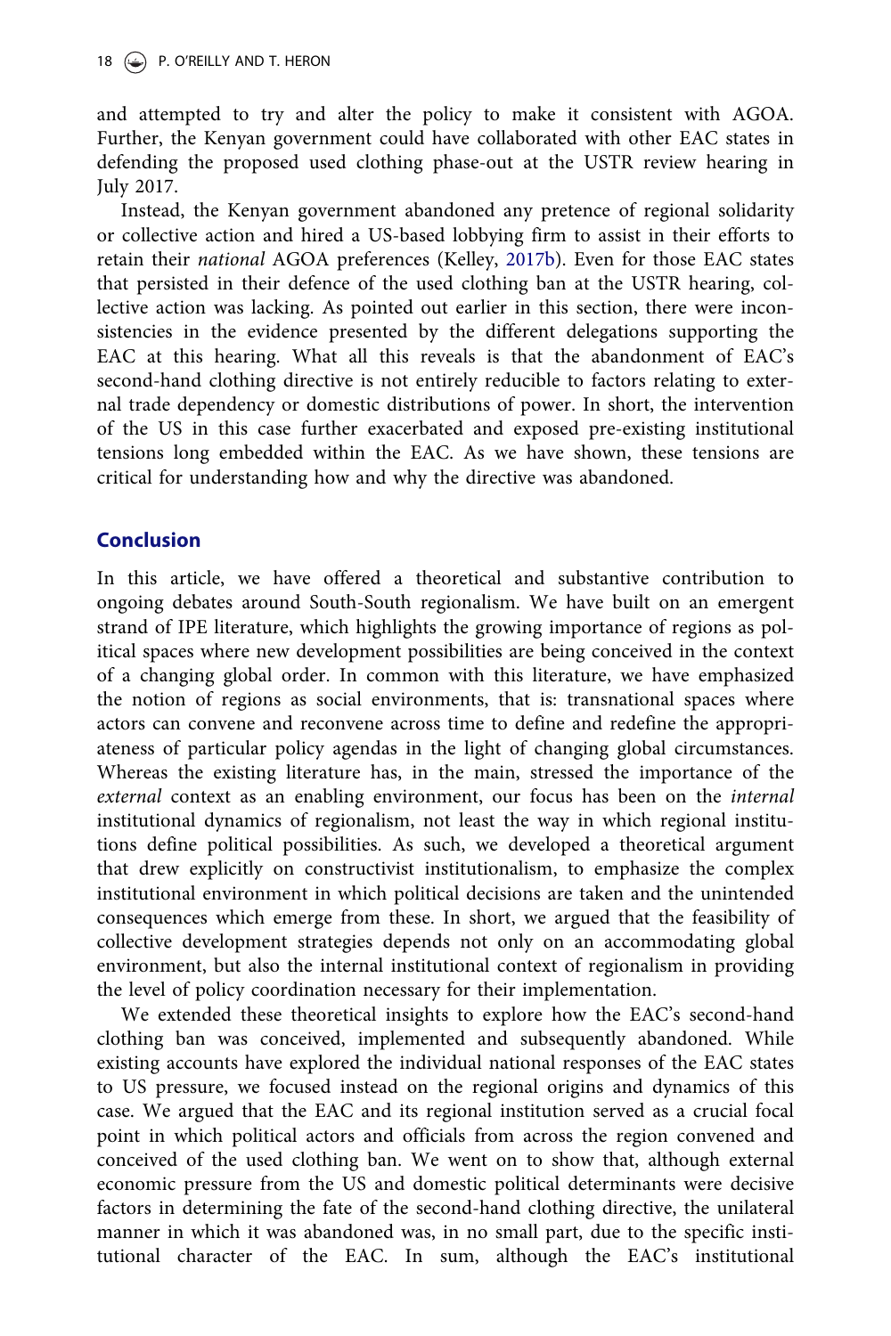and attempted to try and alter the policy to make it consistent with AGOA. Further, the Kenyan government could have collaborated with other EAC states in defending the proposed used clothing phase-out at the USTR review hearing in July 2017.

Instead, the Kenyan government abandoned any pretence of regional solidarity or collective action and hired a US-based lobbying firm to assist in their efforts to retain their *national* AGOA preferences (Kelley, 2017b). Even for those EAC states that persisted in their defence of the used clothing ban at the USTR hearing, collective action was lacking. As pointed out earlier in this section, there were inconsistencies in the evidence presented by the different delegations supporting the EAC at this hearing. What all this reveals is that the abandonment of EAC's second-hand clothing directive is not entirely reducible to factors relating to external trade dependency or domestic distributions of power. In short, the intervention of the US in this case further exacerbated and exposed pre-existing institutional tensions long embedded within the EAC. As we have shown, these tensions are critical for understanding how and why the directive was abandoned.

## Conclusion

In this article, we have offered a theoretical and substantive contribution to ongoing debates around South-South regionalism. We have built on an emergent strand of IPE literature, which highlights the growing importance of regions as political spaces where new development possibilities are being conceived in the context of a changing global order. In common with this literature, we have emphasized the notion of regions as social environments, that is: transnational spaces where actors can convene and reconvene across time to define and redefine the appropriateness of particular policy agendas in the light of changing global circumstances. Whereas the existing literature has, in the main, stressed the importance of the *external* context as an enabling environment, our focus has been on the *internal* institutional dynamics of regionalism, not least the way in which regional institutions define political possibilities. As such, we developed a theoretical argument that drew explicitly on constructivist institutionalism, to emphasize the complex institutional environment in which political decisions are taken and the unintended consequences which emerge from these. In short, we argued that the feasibility of collective development strategies depends not only on an accommodating global environment, but also the internal institutional context of regionalism in providing the level of policy coordination necessary for their implementation.

We extended these theoretical insights to explore how the EAC's second-hand clothing ban was conceived, implemented and subsequently abandoned. While existing accounts have explored the individual national responses of the EAC states to US pressure, we focused instead on the regional origins and dynamics of this case. We argued that the EAC and its regional institution served as a crucial focal point in which political actors and officials from across the region convened and conceived of the used clothing ban. We went on to show that, although external economic pressure from the US and domestic political determinants were decisive factors in determining the fate of the second-hand clothing directive, the unilateral manner in which it was abandoned was, in no small part, due to the specific institutional character of the EAC. In sum, although the EAC's institutional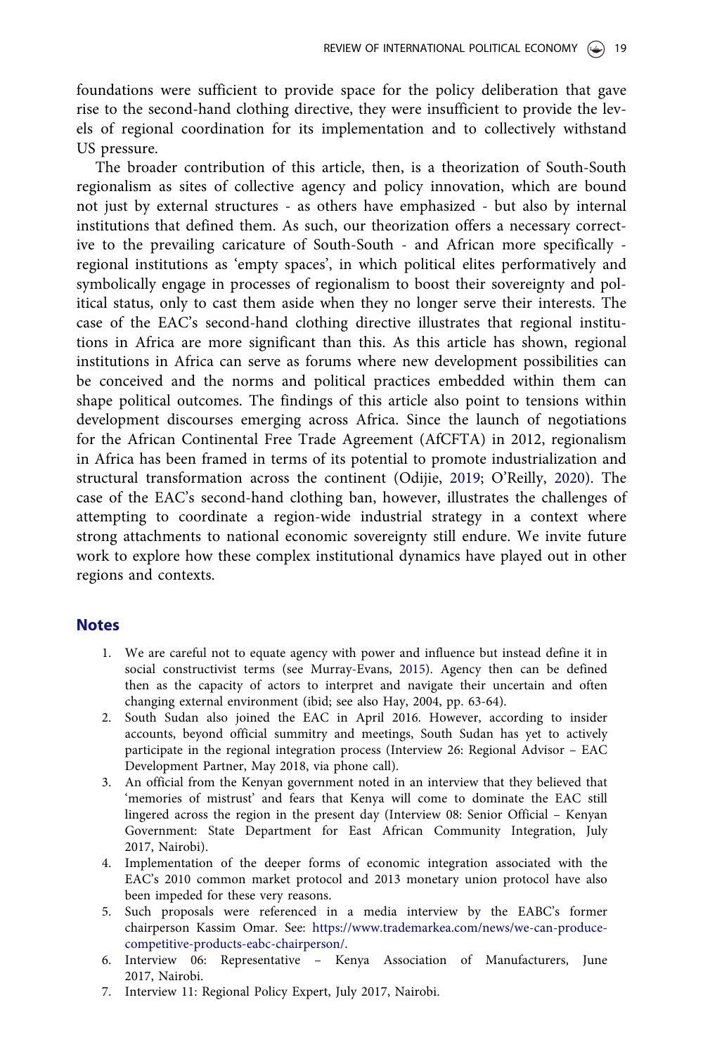foundations were sufficient to provide space for the policy deliberation that gave rise to the second-hand clothing directive, they were insufficient to provide the levels of regional coordination for its implementation and to collectively withstand US pressure.

The broader contribution of this article, then, is a theorization of South-South regionalism as sites of collective agency and policy innovation, which are bound not just by external structures - as others have emphasized - but also by internal institutions that defined them. As such, our theorization offers a necessary corrective to the prevailing caricature of South-South - and African more specifically - regional institutions as 'empty spaces', in which political elites performatively and symbolically engage in processes of regionalism to boost their sovereignty and political status, only to cast them aside when they no longer serve their interests. The case of the EAC's second-hand clothing directive illustrates that regional institutions in Africa are more significant than this. As this article has shown, regional institutions in Africa can serve as forums where new development possibilities can be conceived and the norms and political practices embedded within them can shape political outcomes. The findings of this article also point to tensions within development discourses emerging across Africa. Since the launch of negotiations for the African Continental Free Trade Agreement (AfCFTA) in 2012, regionalism in Africa has been framed in terms of its potential to promote industrialization and structural transformation across the continent (Odijie, 2019; O'Reilly, 2020). The case of the EAC's second-hand clothing ban, however, illustrates the challenges of attempting to coordinate a region-wide industrial strategy in a context where strong attachments to national economic sovereignty still endure. We invite future work to explore how these complex institutional dynamics have played out in other regions and contexts.

## Notes

1. We are careful not to equate agency with power and influence but instead define it in social constructivist terms (see Murray-Evans, 2015). Agency then can be defined then as the capacity of actors to interpret and navigate their uncertain and often changing external environment (ibid; see also Hay, 2004, pp. 63-64).
2. South Sudan also joined the EAC in April 2016. However, according to insider accounts, beyond official summitry and meetings, South Sudan has yet to actively participate in the regional integration process (Interview 26: Regional Advisor – EAC Development Partner, May 2018, via phone call).
3. An official from the Kenyan government noted in an interview that they believed that 'memories of mistrust' and fears that Kenya will come to dominate the EAC still lingered across the region in the present day (Interview 08: Senior Official – Kenyan Government: State Department for East African Community Integration, July 2017, Nairobi).
4. Implementation of the deeper forms of economic integration associated with the EAC's 2010 common market protocol and 2013 monetary union protocol have also been impeded for these very reasons.
5. Such proposals were referenced in a media interview by the EABC's former chairperson Kassim Omar. See: https://www.trademarkea.com/news/we-can-produce-competitive-products-eabc-chairperson/.
6. Interview 06: Representative – Kenya Association of Manufacturers, June 2017, Nairobi.
7. Interview 11: Regional Policy Expert, July 2017, Nairobi.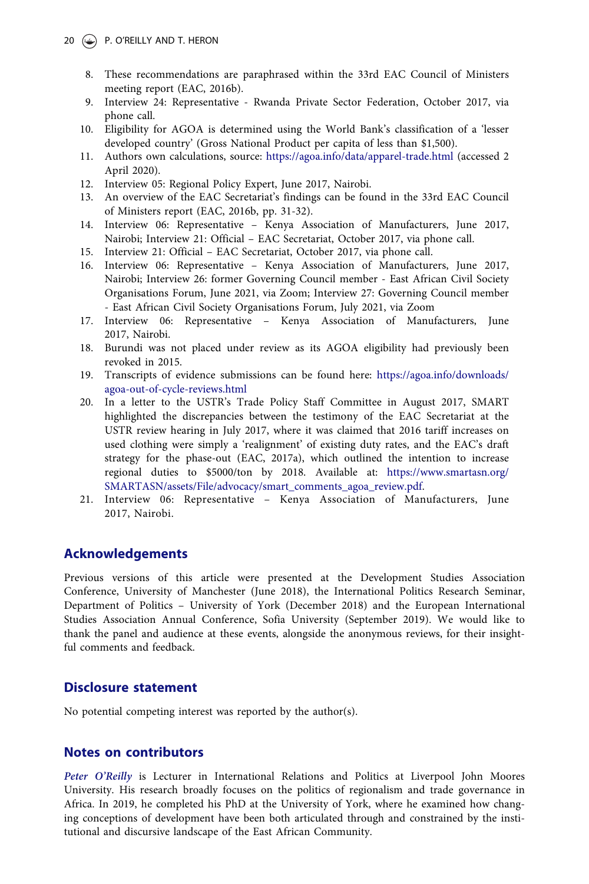8. These recommendations are paraphrased within the 33rd EAC Council of Ministers meeting report (EAC, 2016b).
9. Interview 24: Representative - Rwanda Private Sector Federation, October 2017, via phone call.
10. Eligibility for AGOA is determined using the World Bank's classification of a 'lesser developed country' (Gross National Product per capita of less than $1,500).
11. Authors own calculations, source: https://agoa.info/data/apparel-trade.html (accessed 2 April 2020).
12. Interview 05: Regional Policy Expert, June 2017, Nairobi.
13. An overview of the EAC Secretariat's findings can be found in the 33rd EAC Council of Ministers report (EAC, 2016b, pp. 31-32).
14. Interview 06: Representative – Kenya Association of Manufacturers, June 2017, Nairobi; Interview 21: Official – EAC Secretariat, October 2017, via phone call.
15. Interview 21: Official – EAC Secretariat, October 2017, via phone call.
16. Interview 06: Representative – Kenya Association of Manufacturers, June 2017, Nairobi; Interview 26: former Governing Council member - East African Civil Society Organisations Forum, June 2021, via Zoom; Interview 27: Governing Council member - East African Civil Society Organisations Forum, July 2021, via Zoom
17. Interview 06: Representative – Kenya Association of Manufacturers, June 2017, Nairobi.
18. Burundi was not placed under review as its AGOA eligibility had previously been revoked in 2015.
19. Transcripts of evidence submissions can be found here: https://agoa.info/downloads/agoa-out-of-cycle-reviews.html
20. In a letter to the USTR's Trade Policy Staff Committee in August 2017, SMART highlighted the discrepancies between the testimony of the EAC Secretariat at the USTR review hearing in July 2017, where it was claimed that 2016 tariff increases on used clothing were simply a 'realignment' of existing duty rates, and the EAC's draft strategy for the phase-out (EAC, 2017a), which outlined the intention to increase regional duties to $5000/ton by 2018. Available at: https://www.smartasn.org/SMARTASN/assets/File/advocacy/smart_comments_agoa_review.pdf.
21. Interview 06: Representative – Kenya Association of Manufacturers, June 2017, Nairobi.

## Acknowledgements

Previous versions of this article were presented at the Development Studies Association Conference, University of Manchester (June 2018), the International Politics Research Seminar, Department of Politics – University of York (December 2018) and the European International Studies Association Annual Conference, Sofia University (September 2019). We would like to thank the panel and audience at these events, alongside the anonymous reviews, for their insightful comments and feedback.

## Disclosure statement

No potential competing interest was reported by the author(s).

## Notes on contributors

*Peter O'Reilly* is Lecturer in International Relations and Politics at Liverpool John Moores University. His research broadly focuses on the politics of regionalism and trade governance in Africa. In 2019, he completed his PhD at the University of York, where he examined how changing conceptions of development have been both articulated through and constrained by the institutional and discursive landscape of the East African Community.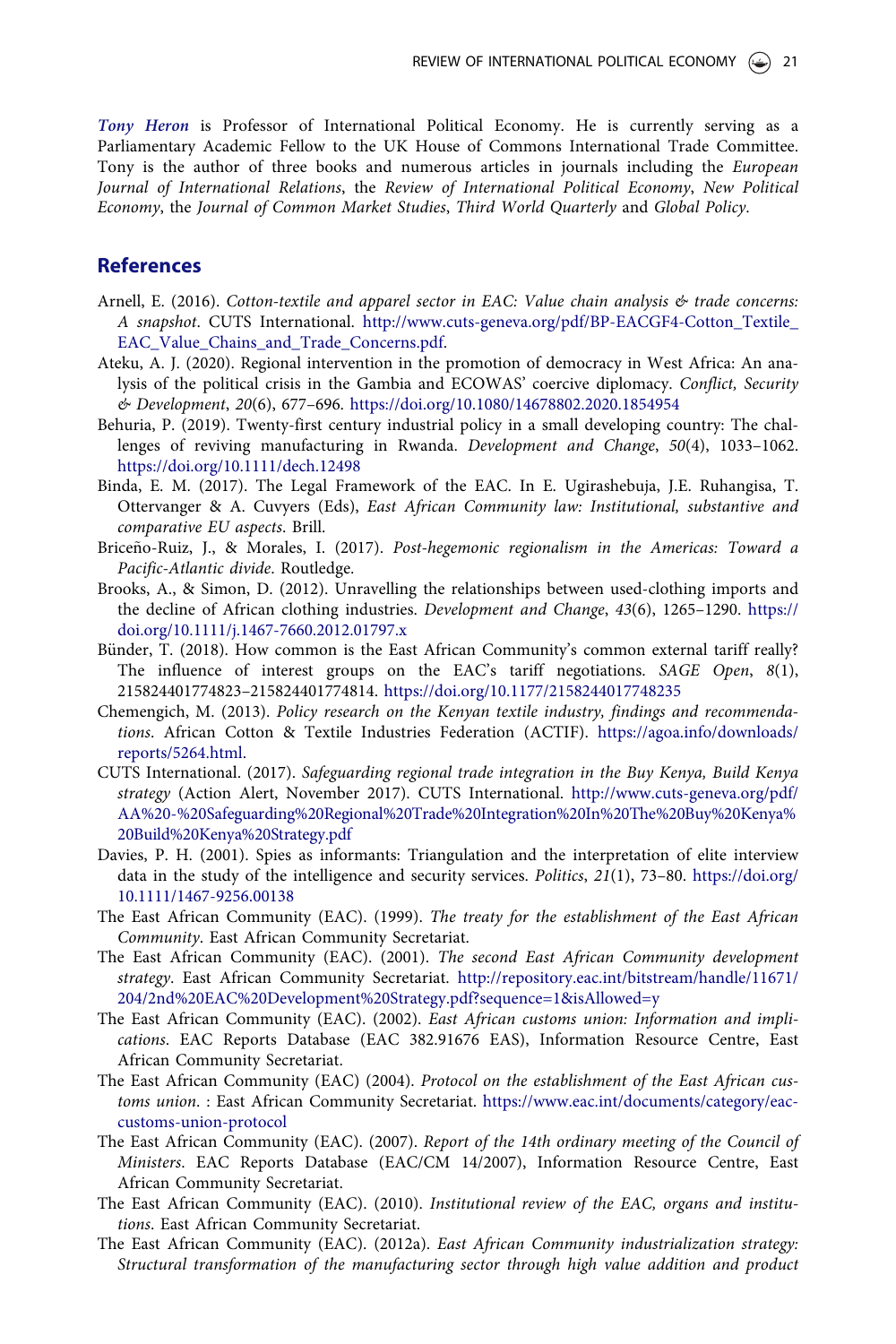*Tony Heron* is Professor of International Political Economy. He is currently serving as a Parliamentary Academic Fellow to the UK House of Commons International Trade Committee. Tony is the author of three books and numerous articles in journals including the *European Journal of International Relations*, the *Review of International Political Economy*, *New Political Economy*, the *Journal of Common Market Studies*, *Third World Quarterly* and *Global Policy*.

## References

Arnell, E. (2016). *Cotton-textile and apparel sector in EAC: Value chain analysis & trade concerns: A snapshot*. CUTS International. http://www.cuts-geneva.org/pdf/BP-EACGF4-Cotton_Textile_EAC_Value_Chains_and_Trade_Concerns.pdf.

Ateku, A. J. (2020). Regional intervention in the promotion of democracy in West Africa: An analysis of the political crisis in the Gambia and ECOWAS' coercive diplomacy. *Conflict, Security & Development*, *20*(6), 677–696. https://doi.org/10.1080/14678802.2020.1854954

Behuria, P. (2019). Twenty-first century industrial policy in a small developing country: The challenges of reviving manufacturing in Rwanda. *Development and Change*, *50*(4), 1033–1062. https://doi.org/10.1111/dech.12498

Binda, E. M. (2017). The Legal Framework of the EAC. In E. Ugirashebuja, J.E. Ruhangisa, T. Ottervanger & A. Cuvyers (Eds), *East African Community law: Institutional, substantive and comparative EU aspects*. Brill.

Briceño-Ruiz, J., & Morales, I. (2017). *Post-hegemonic regionalism in the Americas: Toward a Pacific-Atlantic divide*. Routledge.

Brooks, A., & Simon, D. (2012). Unravelling the relationships between used-clothing imports and the decline of African clothing industries. *Development and Change*, *43*(6), 1265–1290. https://doi.org/10.1111/j.1467-7660.2012.01797.x

Bünder, T. (2018). How common is the East African Community's common external tariff really? The influence of interest groups on the EAC's tariff negotiations. *SAGE Open*, *8*(1), 215824401774823–215824401774814. https://doi.org/10.1177/2158244017748235

Chemengich, M. (2013). *Policy research on the Kenyan textile industry, findings and recommendations*. African Cotton & Textile Industries Federation (ACTIF). https://agoa.info/downloads/reports/5264.html.

CUTS International. (2017). *Safeguarding regional trade integration in the Buy Kenya, Build Kenya strategy* (Action Alert, November 2017). CUTS International. http://www.cuts-geneva.org/pdf/AA%20-%20Safeguarding%20Regional%20Trade%20Integration%20In%20The%20Buy%20Kenya%20Build%20Kenya%20Strategy.pdf

Davies, P. H. (2001). Spies as informants: Triangulation and the interpretation of elite interview data in the study of the intelligence and security services. *Politics*, *21*(1), 73–80. https://doi.org/10.1111/1467-9256.00138

The East African Community (EAC). (1999). *The treaty for the establishment of the East African Community*. East African Community Secretariat.

The East African Community (EAC). (2001). *The second East African Community development strategy*. East African Community Secretariat. http://repository.eac.int/bitstream/handle/11671/204/2nd%20EAC%20Development%20Strategy.pdf?sequence=1&isAllowed=y

The East African Community (EAC). (2002). *East African customs union: Information and implications*. EAC Reports Database (EAC 382.91676 EAS), Information Resource Centre, East African Community Secretariat.

The East African Community (EAC) (2004). *Protocol on the establishment of the East African customs union*. : East African Community Secretariat. https://www.eac.int/documents/category/eac-customs-union-protocol

The East African Community (EAC). (2007). *Report of the 14th ordinary meeting of the Council of Ministers*. EAC Reports Database (EAC/CM 14/2007), Information Resource Centre, East African Community Secretariat.

The East African Community (EAC). (2010). *Institutional review of the EAC, organs and institutions*. East African Community Secretariat.

The East African Community (EAC). (2012a). *East African Community industrialization strategy: Structural transformation of the manufacturing sector through high value addition and product*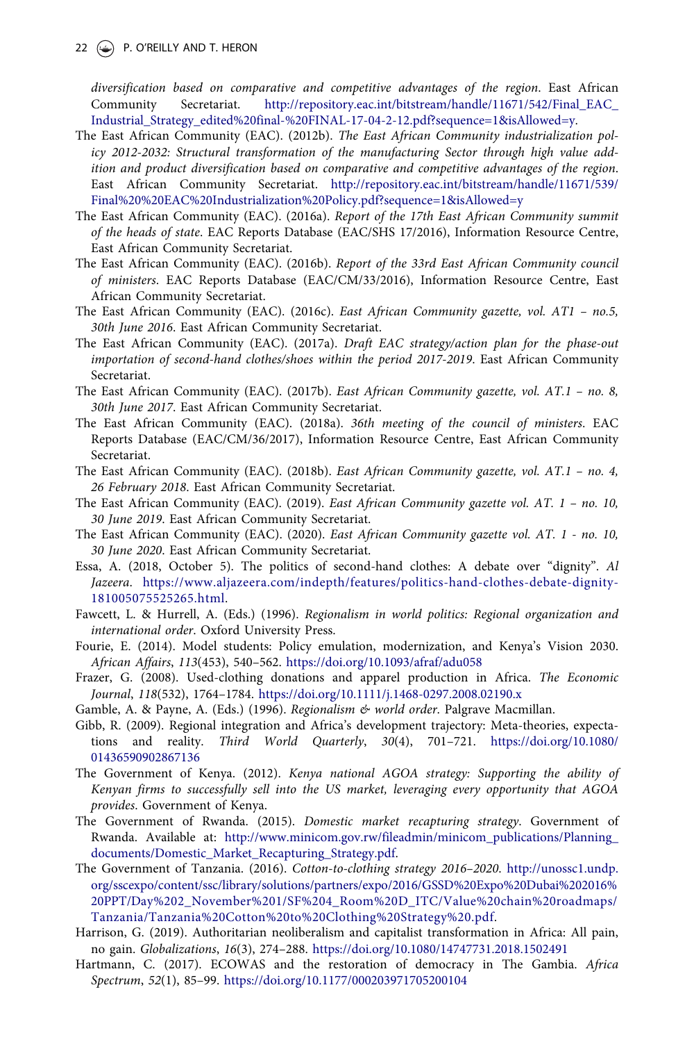*diversification based on comparative and competitive advantages of the region*. East African Community Secretariat. http://repository.eac.int/bitstream/handle/11671/542/Final_EAC_Industrial_Strategy_edited%20final-%20FINAL-17-04-2-12.pdf?sequence=1&isAllowed=y.

The East African Community (EAC). (2012b). *The East African Community industrialization policy 2012-2032: Structural transformation of the manufacturing Sector through high value addition and product diversification based on comparative and competitive advantages of the region*. East African Community Secretariat. http://repository.eac.int/bitstream/handle/11671/539/Final%20%20EAC%20Industrialization%20Policy.pdf?sequence=1&isAllowed=y

The East African Community (EAC). (2016a). *Report of the 17th East African Community summit of the heads of state*. EAC Reports Database (EAC/SHS 17/2016), Information Resource Centre, East African Community Secretariat.

The East African Community (EAC). (2016b). *Report of the 33rd East African Community council of ministers*. EAC Reports Database (EAC/CM/33/2016), Information Resource Centre, East African Community Secretariat.

The East African Community (EAC). (2016c). *East African Community gazette, vol. AT1 – no.5, 30th June 2016*. East African Community Secretariat.

The East African Community (EAC). (2017a). *Draft EAC strategy/action plan for the phase-out importation of second-hand clothes/shoes within the period 2017-2019*. East African Community Secretariat.

The East African Community (EAC). (2017b). *East African Community gazette, vol. AT.1 – no. 8, 30th June 2017*. East African Community Secretariat.

The East African Community (EAC). (2018a). *36th meeting of the council of ministers*. EAC Reports Database (EAC/CM/36/2017), Information Resource Centre, East African Community Secretariat.

The East African Community (EAC). (2018b). *East African Community gazette, vol. AT.1 – no. 4, 26 February 2018*. East African Community Secretariat.

The East African Community (EAC). (2019). *East African Community gazette vol. AT. 1 – no. 10, 30 June 2019*. East African Community Secretariat.

The East African Community (EAC). (2020). *East African Community gazette vol. AT. 1 - no. 10, 30 June 2020*. East African Community Secretariat.

Essa, A. (2018, October 5). The politics of second-hand clothes: A debate over "dignity". *Al Jazeera*. https://www.aljazeera.com/indepth/features/politics-hand-clothes-debate-dignity-181005075525265.html.

Fawcett, L. & Hurrell, A. (Eds.) (1996). *Regionalism in world politics: Regional organization and international order*. Oxford University Press.

Fourie, E. (2014). Model students: Policy emulation, modernization, and Kenya's Vision 2030. *African Affairs*, *113*(453), 540–562. https://doi.org/10.1093/afraf/adu058

Frazer, G. (2008). Used-clothing donations and apparel production in Africa. *The Economic Journal*, *118*(532), 1764–1784. https://doi.org/10.1111/j.1468-0297.2008.02190.x

Gamble, A. & Payne, A. (Eds.) (1996). *Regionalism & world order*. Palgrave Macmillan.

Gibb, R. (2009). Regional integration and Africa's development trajectory: Meta-theories, expectations and reality. *Third World Quarterly*, *30*(4), 701–721. https://doi.org/10.1080/01436590902867136

The Government of Kenya. (2012). *Kenya national AGOA strategy: Supporting the ability of Kenyan firms to successfully sell into the US market, leveraging every opportunity that AGOA provides*. Government of Kenya.

The Government of Rwanda. (2015). *Domestic market recapturing strategy*. Government of Rwanda. Available at: http://www.minicom.gov.rw/fileadmin/minicom_publications/Planning_documents/Domestic_Market_Recapturing_Strategy.pdf.

The Government of Tanzania. (2016). *Cotton-to-clothing strategy 2016–2020*. http://unossc1.undp.org/sscexpo/content/ssc/library/solutions/partners/expo/2016/GSSD%20Expo%20Dubai%202016%20PPT/Day%202_November%201/SF%204_Room%20D_ITC/Value%20chain%20roadmaps/Tanzania/Tanzania%20Cotton%20to%20Clothing%20Strategy%20.pdf.

Harrison, G. (2019). Authoritarian neoliberalism and capitalist transformation in Africa: All pain, no gain. *Globalizations*, *16*(3), 274–288. https://doi.org/10.1080/14747731.2018.1502491

Hartmann, C. (2017). ECOWAS and the restoration of democracy in The Gambia. *Africa Spectrum*, *52*(1), 85–99. https://doi.org/10.1177/000203971705200104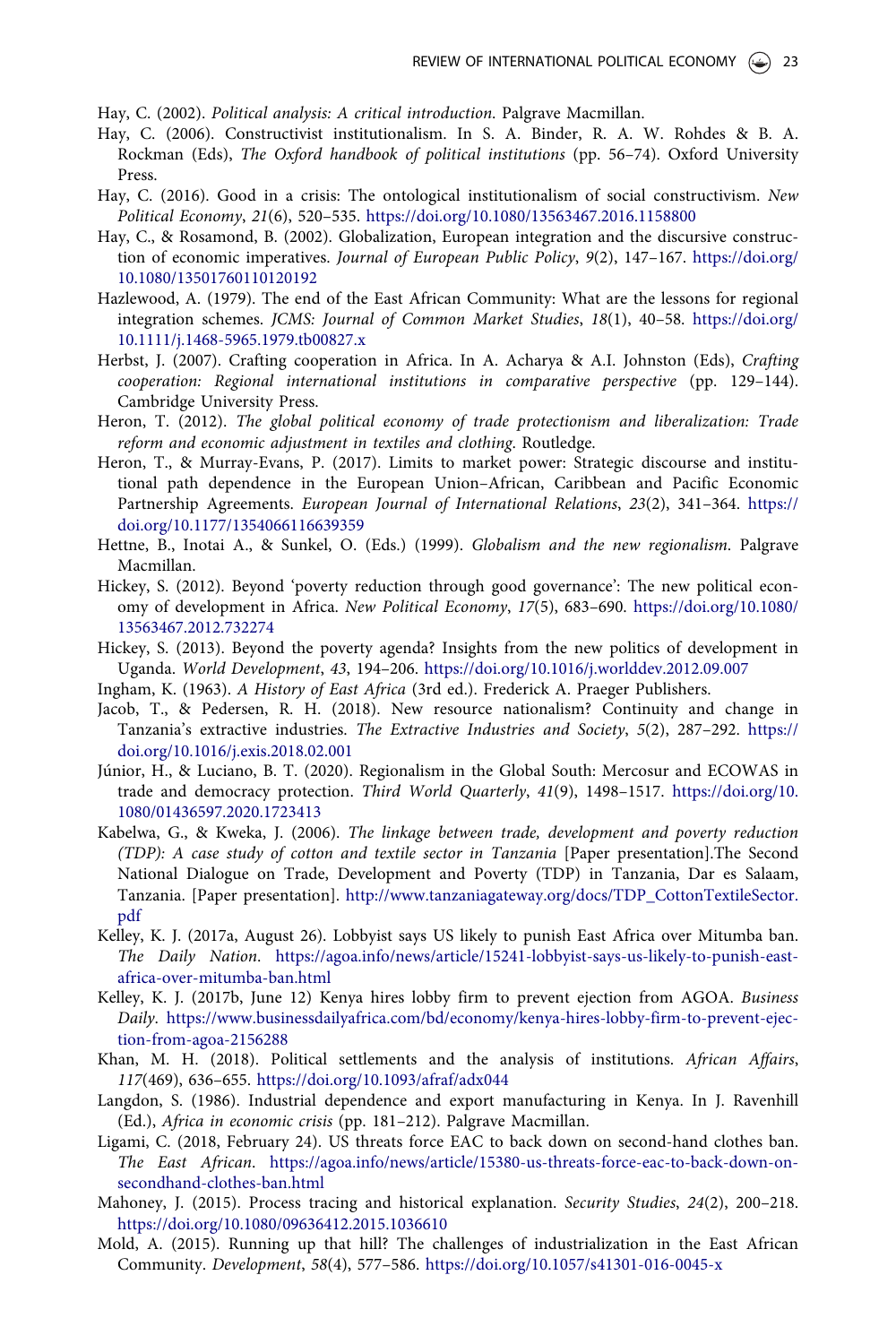Hay, C. (2002). *Political analysis: A critical introduction.* Palgrave Macmillan.

Hay, C. (2006). Constructivist institutionalism. In S. A. Binder, R. A. W. Rohdes & B. A. Rockman (Eds), *The Oxford handbook of political institutions* (pp. 56–74). Oxford University Press.

Hay, C. (2016). Good in a crisis: The ontological institutionalism of social constructivism. *New Political Economy*, *21*(6), 520–535. https://doi.org/10.1080/13563467.2016.1158800

Hay, C., & Rosamond, B. (2002). Globalization, European integration and the discursive construction of economic imperatives. *Journal of European Public Policy*, *9*(2), 147–167. https://doi.org/10.1080/13501760110120192

Hazlewood, A. (1979). The end of the East African Community: What are the lessons for regional integration schemes. *JCMS: Journal of Common Market Studies*, *18*(1), 40–58. https://doi.org/10.1111/j.1468-5965.1979.tb00827.x

Herbst, J. (2007). Crafting cooperation in Africa. In A. Acharya & A.I. Johnston (Eds), *Crafting cooperation: Regional international institutions in comparative perspective* (pp. 129–144). Cambridge University Press.

Heron, T. (2012). *The global political economy of trade protectionism and liberalization: Trade reform and economic adjustment in textiles and clothing.* Routledge.

Heron, T., & Murray-Evans, P. (2017). Limits to market power: Strategic discourse and institutional path dependence in the European Union–African, Caribbean and Pacific Economic Partnership Agreements. *European Journal of International Relations*, *23*(2), 341–364. https://doi.org/10.1177/1354066116639359

Hettne, B., Inotai A., & Sunkel, O. (Eds.) (1999). *Globalism and the new regionalism.* Palgrave Macmillan.

Hickey, S. (2012). Beyond 'poverty reduction through good governance': The new political economy of development in Africa. *New Political Economy*, *17*(5), 683–690. https://doi.org/10.1080/13563467.2012.732274

Hickey, S. (2013). Beyond the poverty agenda? Insights from the new politics of development in Uganda. *World Development*, *43*, 194–206. https://doi.org/10.1016/j.worlddev.2012.09.007

Ingham, K. (1963). *A History of East Africa* (3rd ed.). Frederick A. Praeger Publishers.

Jacob, T., & Pedersen, R. H. (2018). New resource nationalism? Continuity and change in Tanzania's extractive industries. *The Extractive Industries and Society*, *5*(2), 287–292. https://doi.org/10.1016/j.exis.2018.02.001

Júnior, H., & Luciano, B. T. (2020). Regionalism in the Global South: Mercosur and ECOWAS in trade and democracy protection. *Third World Quarterly*, *41*(9), 1498–1517. https://doi.org/10.1080/01436597.2020.1723413

Kabelwa, G., & Kweka, J. (2006). *The linkage between trade, development and poverty reduction (TDP): A case study of cotton and textile sector in Tanzania* [Paper presentation].The Second National Dialogue on Trade, Development and Poverty (TDP) in Tanzania, Dar es Salaam, Tanzania. [Paper presentation]. http://www.tanzaniagateway.org/docs/TDP_CottonTextileSector.pdf

Kelley, K. J. (2017a, August 26). Lobbyist says US likely to punish East Africa over Mitumba ban. *The Daily Nation*. https://agoa.info/news/article/15241-lobbyist-says-us-likely-to-punish-east-africa-over-mitumba-ban.html

Kelley, K. J. (2017b, June 12) Kenya hires lobby firm to prevent ejection from AGOA. *Business Daily*. https://www.businessdailyafrica.com/bd/economy/kenya-hires-lobby-firm-to-prevent-ejection-from-agoa-2156288

Khan, M. H. (2018). Political settlements and the analysis of institutions. *African Affairs*, *117*(469), 636–655. https://doi.org/10.1093/afraf/adx044

Langdon, S. (1986). Industrial dependence and export manufacturing in Kenya. In J. Ravenhill (Ed.), *Africa in economic crisis* (pp. 181–212). Palgrave Macmillan.

Ligami, C. (2018, February 24). US threats force EAC to back down on second-hand clothes ban. *The East African*. https://agoa.info/news/article/15380-us-threats-force-eac-to-back-down-on-secondhand-clothes-ban.html

Mahoney, J. (2015). Process tracing and historical explanation. *Security Studies*, *24*(2), 200–218. https://doi.org/10.1080/09636412.2015.1036610

Mold, A. (2015). Running up that hill? The challenges of industrialization in the East African Community. *Development*, *58*(4), 577–586. https://doi.org/10.1057/s41301-016-0045-x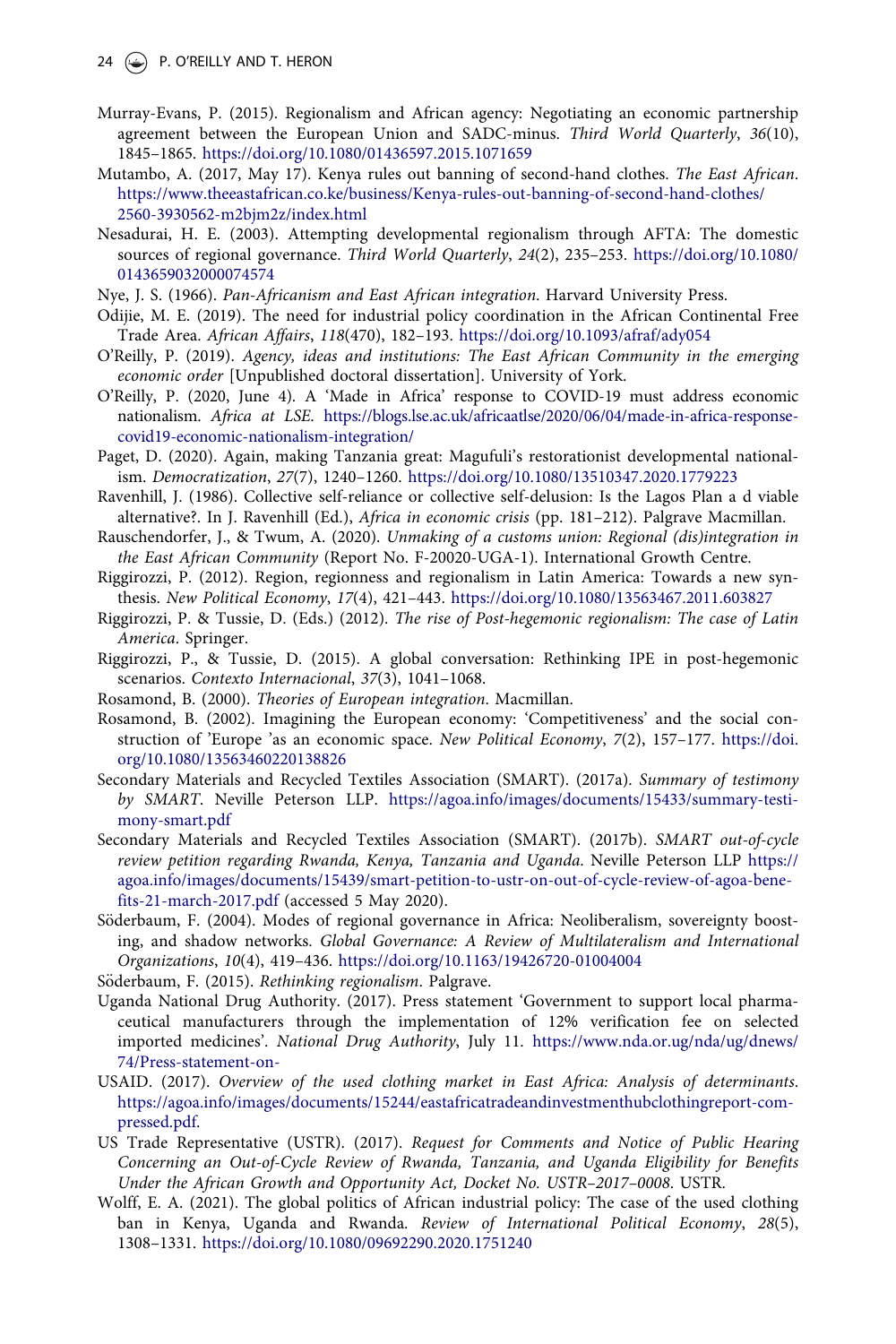Murray-Evans, P. (2015). Regionalism and African agency: Negotiating an economic partnership agreement between the European Union and SADC-minus. *Third World Quarterly*, *36*(10), 1845–1865. https://doi.org/10.1080/01436597.2015.1071659

Mutambo, A. (2017, May 17). Kenya rules out banning of second-hand clothes. *The East African*. https://www.theeastafrican.co.ke/business/Kenya-rules-out-banning-of-second-hand-clothes/2560-3930562-m2bjm2z/index.html

Nesadurai, H. E. (2003). Attempting developmental regionalism through AFTA: The domestic sources of regional governance. *Third World Quarterly*, *24*(2), 235–253. https://doi.org/10.1080/0143659032000074574

Nye, J. S. (1966). *Pan-Africanism and East African integration*. Harvard University Press.

Odijie, M. E. (2019). The need for industrial policy coordination in the African Continental Free Trade Area. *African Affairs*, *118*(470), 182–193. https://doi.org/10.1093/afraf/ady054

O'Reilly, P. (2019). *Agency, ideas and institutions: The East African Community in the emerging economic order* [Unpublished doctoral dissertation]. University of York.

O'Reilly, P. (2020, June 4). A 'Made in Africa' response to COVID-19 must address economic nationalism. *Africa at LSE*. https://blogs.lse.ac.uk/africaatlse/2020/06/04/made-in-africa-response-covid19-economic-nationalism-integration/

Paget, D. (2020). Again, making Tanzania great: Magufuli's restorationist developmental nationalism. *Democratization*, *27*(7), 1240–1260. https://doi.org/10.1080/13510347.2020.1779223

Ravenhill, J. (1986). Collective self-reliance or collective self-delusion: Is the Lagos Plan a d viable alternative?. In J. Ravenhill (Ed.), *Africa in economic crisis* (pp. 181–212). Palgrave Macmillan.

Rauschendorfer, J., & Twum, A. (2020). *Unmaking of a customs union: Regional (dis)integration in the East African Community* (Report No. F-20020-UGA-1). International Growth Centre.

Riggirozzi, P. (2012). Region, regionness and regionalism in Latin America: Towards a new synthesis. *New Political Economy*, *17*(4), 421–443. https://doi.org/10.1080/13563467.2011.603827

Riggirozzi, P. & Tussie, D. (Eds.) (2012). *The rise of Post-hegemonic regionalism: The case of Latin America*. Springer.

Riggirozzi, P., & Tussie, D. (2015). A global conversation: Rethinking IPE in post-hegemonic scenarios. *Contexto Internacional*, *37*(3), 1041–1068.

Rosamond, B. (2000). *Theories of European integration*. Macmillan.

Rosamond, B. (2002). Imagining the European economy: 'Competitiveness' and the social construction of 'Europe 'as an economic space. *New Political Economy*, *7*(2), 157–177. https://doi.org/10.1080/13563460220138826

Secondary Materials and Recycled Textiles Association (SMART). (2017a). *Summary of testimony by SMART*. Neville Peterson LLP. https://agoa.info/images/documents/15433/summary-testimony-smart.pdf

Secondary Materials and Recycled Textiles Association (SMART). (2017b). *SMART out-of-cycle review petition regarding Rwanda, Kenya, Tanzania and Uganda*. Neville Peterson LLP https://agoa.info/images/documents/15439/smart-petition-to-ustr-on-out-of-cycle-review-of-agoa-benefits-21-march-2017.pdf (accessed 5 May 2020).

Söderbaum, F. (2004). Modes of regional governance in Africa: Neoliberalism, sovereignty boosting, and shadow networks. *Global Governance: A Review of Multilateralism and International Organizations*, *10*(4), 419–436. https://doi.org/10.1163/19426720-01004004

Söderbaum, F. (2015). *Rethinking regionalism*. Palgrave.

Uganda National Drug Authority. (2017). Press statement 'Government to support local pharmaceutical manufacturers through the implementation of 12% verification fee on selected imported medicines'. *National Drug Authority*, July 11. https://www.nda.or.ug/nda/ug/dnews/74/Press-statement-on-

USAID. (2017). *Overview of the used clothing market in East Africa: Analysis of determinants*. https://agoa.info/images/documents/15244/eastafricatradeandinvestmenthubclothingreport-compressed.pdf.

US Trade Representative (USTR). (2017). *Request for Comments and Notice of Public Hearing Concerning an Out-of-Cycle Review of Rwanda, Tanzania, and Uganda Eligibility for Benefits Under the African Growth and Opportunity Act, Docket No. USTR–2017–0008*. USTR.

Wolff, E. A. (2021). The global politics of African industrial policy: The case of the used clothing ban in Kenya, Uganda and Rwanda. *Review of International Political Economy*, *28*(5), 1308–1331. https://doi.org/10.1080/09692290.2020.1751240